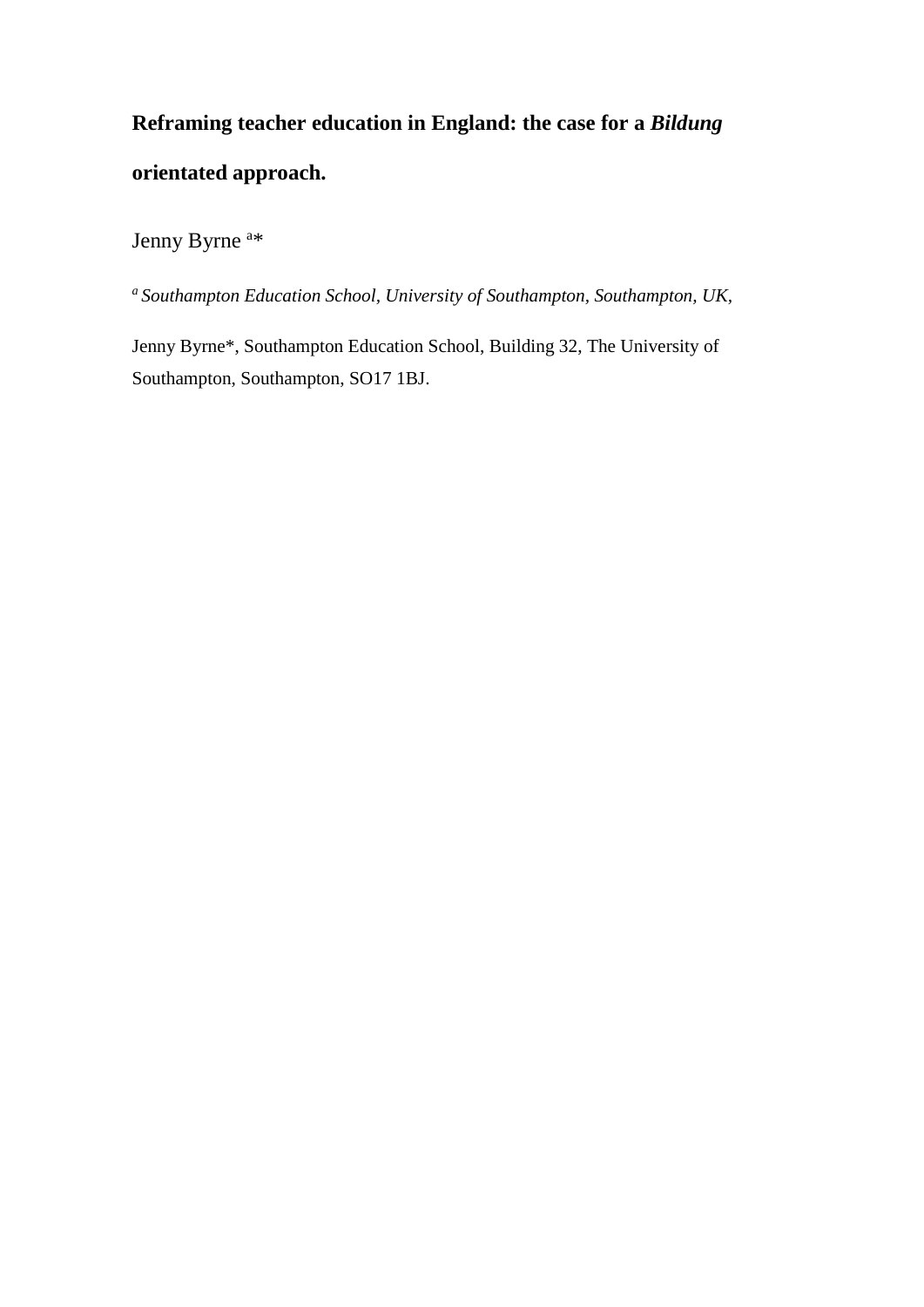# Reframing teacher education in England: the case for a *Bildung* orientated approach.

Jenny Byrne [a]*

[a] *Southampton Education School, University of Southampton, Southampton, UK,*

Jenny Byrne*, Southampton Education School, Building 32, The University of Southampton, Southampton, SO17 1BJ.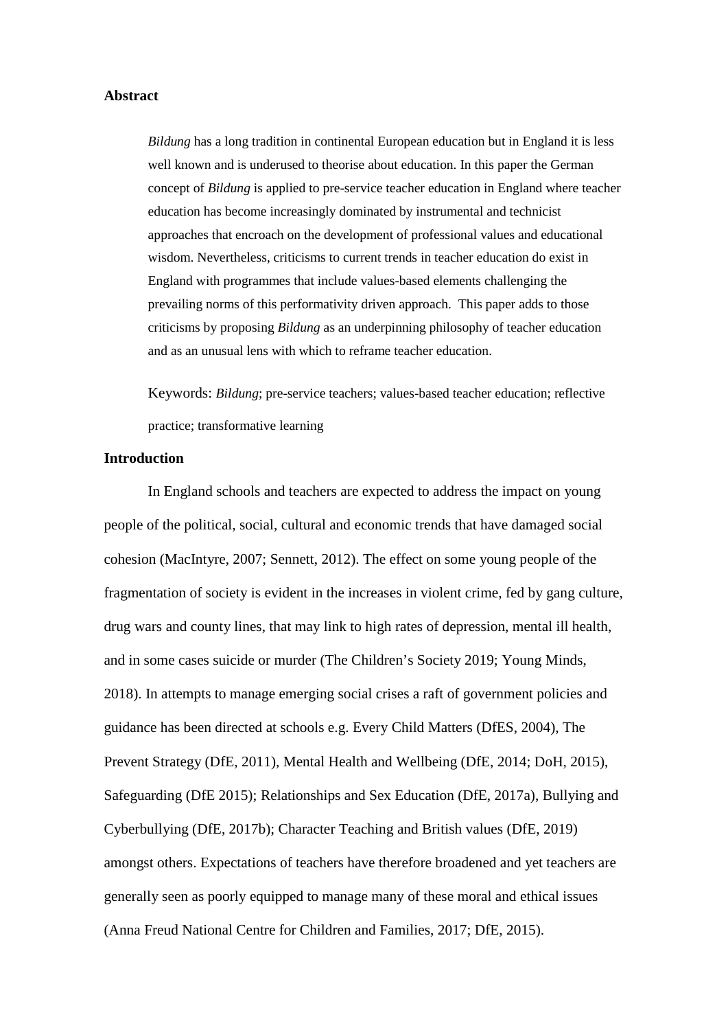## Abstract

> *Bildung* has a long tradition in continental European education but in England it is less well known and is underused to theorise about education. In this paper the German concept of *Bildung* is applied to pre-service teacher education in England where teacher education has become increasingly dominated by instrumental and technicist approaches that encroach on the development of professional values and educational wisdom. Nevertheless, criticisms to current trends in teacher education do exist in England with programmes that include values-based elements challenging the prevailing norms of this performativity driven approach. This paper adds to those criticisms by proposing *Bildung* as an underpinning philosophy of teacher education and as an unusual lens with which to reframe teacher education.
>
> Keywords: *Bildung*; pre-service teachers; values-based teacher education; reflective practice; transformative learning

## Introduction

In England schools and teachers are expected to address the impact on young people of the political, social, cultural and economic trends that have damaged social cohesion (MacIntyre, 2007; Sennett, 2012). The effect on some young people of the fragmentation of society is evident in the increases in violent crime, fed by gang culture, drug wars and county lines, that may link to high rates of depression, mental ill health, and in some cases suicide or murder (The Children's Society 2019; Young Minds, 2018). In attempts to manage emerging social crises a raft of government policies and guidance has been directed at schools e.g. Every Child Matters (DfES, 2004), The Prevent Strategy (DfE, 2011), Mental Health and Wellbeing (DfE, 2014; DoH, 2015), Safeguarding (DfE 2015); Relationships and Sex Education (DfE, 2017a), Bullying and Cyberbullying (DfE, 2017b); Character Teaching and British values (DfE, 2019) amongst others. Expectations of teachers have therefore broadened and yet teachers are generally seen as poorly equipped to manage many of these moral and ethical issues (Anna Freud National Centre for Children and Families, 2017; DfE, 2015).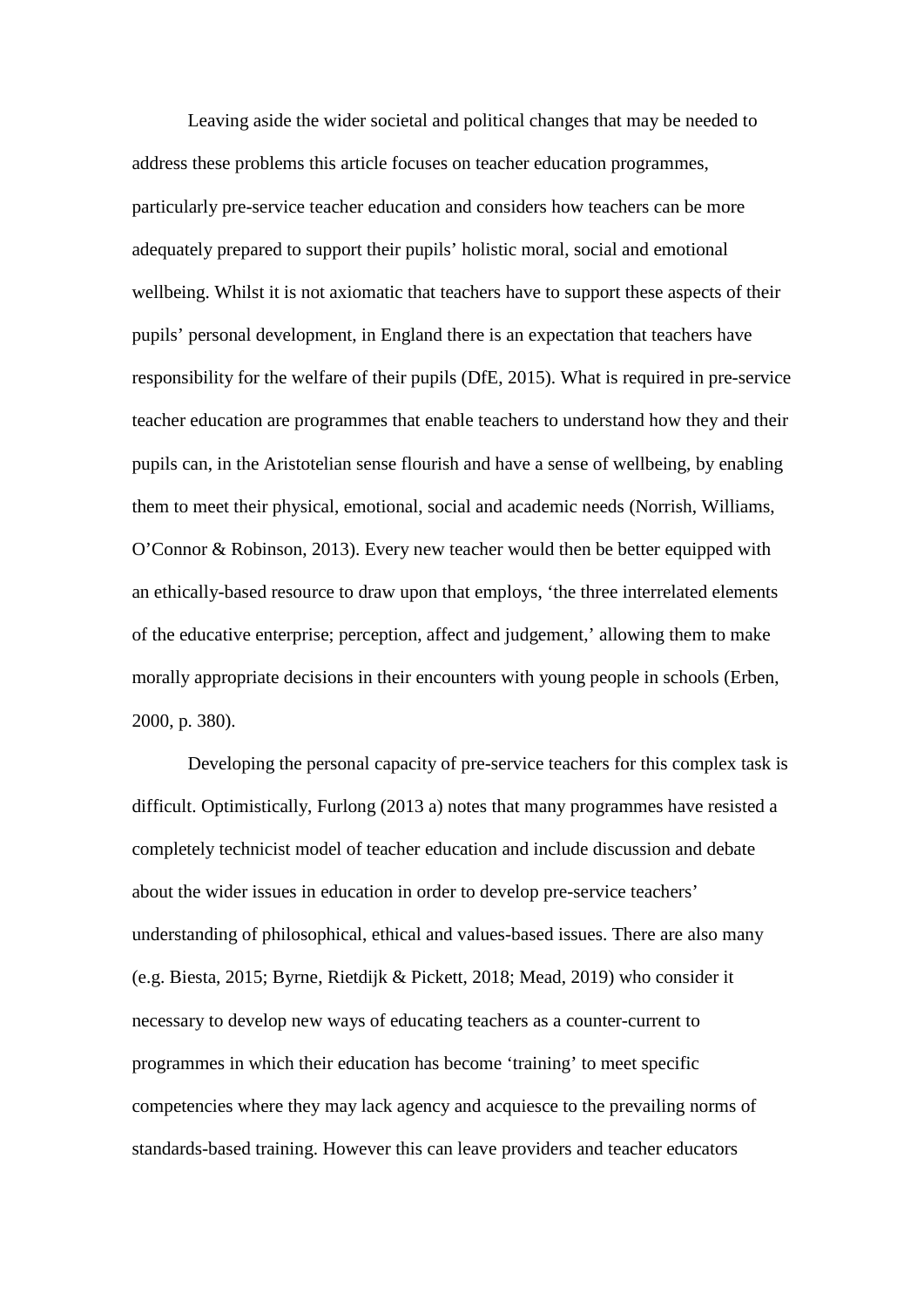Leaving aside the wider societal and political changes that may be needed to address these problems this article focuses on teacher education programmes, particularly pre-service teacher education and considers how teachers can be more adequately prepared to support their pupils' holistic moral, social and emotional wellbeing. Whilst it is not axiomatic that teachers have to support these aspects of their pupils' personal development, in England there is an expectation that teachers have responsibility for the welfare of their pupils (DfE, 2015). What is required in pre-service teacher education are programmes that enable teachers to understand how they and their pupils can, in the Aristotelian sense flourish and have a sense of wellbeing, by enabling them to meet their physical, emotional, social and academic needs (Norrish, Williams, O'Connor & Robinson, 2013). Every new teacher would then be better equipped with an ethically-based resource to draw upon that employs, 'the three interrelated elements of the educative enterprise; perception, affect and judgement,' allowing them to make morally appropriate decisions in their encounters with young people in schools (Erben, 2000, p. 380).

Developing the personal capacity of pre-service teachers for this complex task is difficult. Optimistically, Furlong (2013 a) notes that many programmes have resisted a completely technicist model of teacher education and include discussion and debate about the wider issues in education in order to develop pre-service teachers' understanding of philosophical, ethical and values-based issues. There are also many (e.g. Biesta, 2015; Byrne, Rietdijk & Pickett, 2018; Mead, 2019) who consider it necessary to develop new ways of educating teachers as a counter-current to programmes in which their education has become 'training' to meet specific competencies where they may lack agency and acquiesce to the prevailing norms of standards-based training. However this can leave providers and teacher educators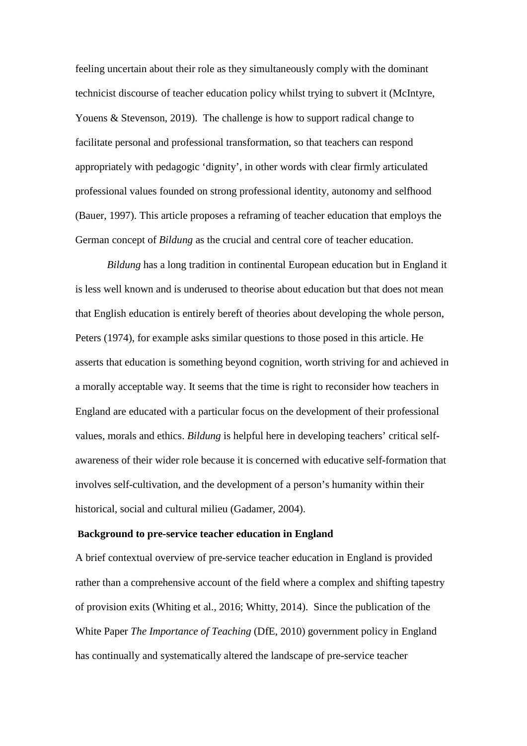feeling uncertain about their role as they simultaneously comply with the dominant technicist discourse of teacher education policy whilst trying to subvert it (McIntyre, Youens & Stevenson, 2019). The challenge is how to support radical change to facilitate personal and professional transformation, so that teachers can respond appropriately with pedagogic 'dignity', in other words with clear firmly articulated professional values founded on strong professional identity, autonomy and selfhood (Bauer, 1997). This article proposes a reframing of teacher education that employs the German concept of *Bildung* as the crucial and central core of teacher education.

*Bildung* has a long tradition in continental European education but in England it is less well known and is underused to theorise about education but that does not mean that English education is entirely bereft of theories about developing the whole person, Peters (1974), for example asks similar questions to those posed in this article. He asserts that education is something beyond cognition, worth striving for and achieved in a morally acceptable way. It seems that the time is right to reconsider how teachers in England are educated with a particular focus on the development of their professional values, morals and ethics. *Bildung* is helpful here in developing teachers' critical self-awareness of their wider role because it is concerned with educative self-formation that involves self-cultivation, and the development of a person's humanity within their historical, social and cultural milieu (Gadamer, 2004).

## Background to pre-service teacher education in England

A brief contextual overview of pre-service teacher education in England is provided rather than a comprehensive account of the field where a complex and shifting tapestry of provision exits (Whiting et al., 2016; Whitty, 2014). Since the publication of the White Paper *The Importance of Teaching* (DfE, 2010) government policy in England has continually and systematically altered the landscape of pre-service teacher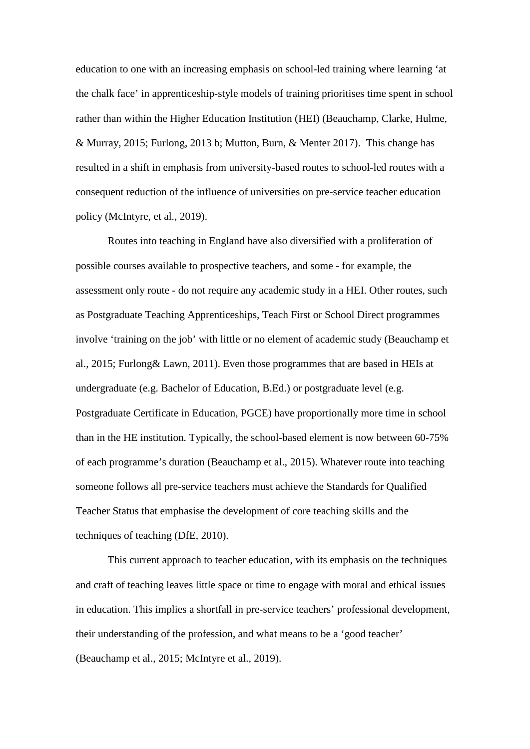education to one with an increasing emphasis on school-led training where learning 'at the chalk face' in apprenticeship-style models of training prioritises time spent in school rather than within the Higher Education Institution (HEI) (Beauchamp, Clarke, Hulme, & Murray, 2015; Furlong, 2013 b; Mutton, Burn, & Menter 2017). This change has resulted in a shift in emphasis from university-based routes to school-led routes with a consequent reduction of the influence of universities on pre-service teacher education policy (McIntyre, et al., 2019).

Routes into teaching in England have also diversified with a proliferation of possible courses available to prospective teachers, and some - for example, the assessment only route - do not require any academic study in a HEI. Other routes, such as Postgraduate Teaching Apprenticeships, Teach First or School Direct programmes involve 'training on the job' with little or no element of academic study (Beauchamp et al., 2015; Furlong& Lawn, 2011). Even those programmes that are based in HEIs at undergraduate (e.g. Bachelor of Education, B.Ed.) or postgraduate level (e.g. Postgraduate Certificate in Education, PGCE) have proportionally more time in school than in the HE institution. Typically, the school-based element is now between 60-75% of each programme's duration (Beauchamp et al., 2015). Whatever route into teaching someone follows all pre-service teachers must achieve the Standards for Qualified Teacher Status that emphasise the development of core teaching skills and the techniques of teaching (DfE, 2010).

This current approach to teacher education, with its emphasis on the techniques and craft of teaching leaves little space or time to engage with moral and ethical issues in education. This implies a shortfall in pre-service teachers' professional development, their understanding of the profession, and what means to be a 'good teacher' (Beauchamp et al., 2015; McIntyre et al., 2019).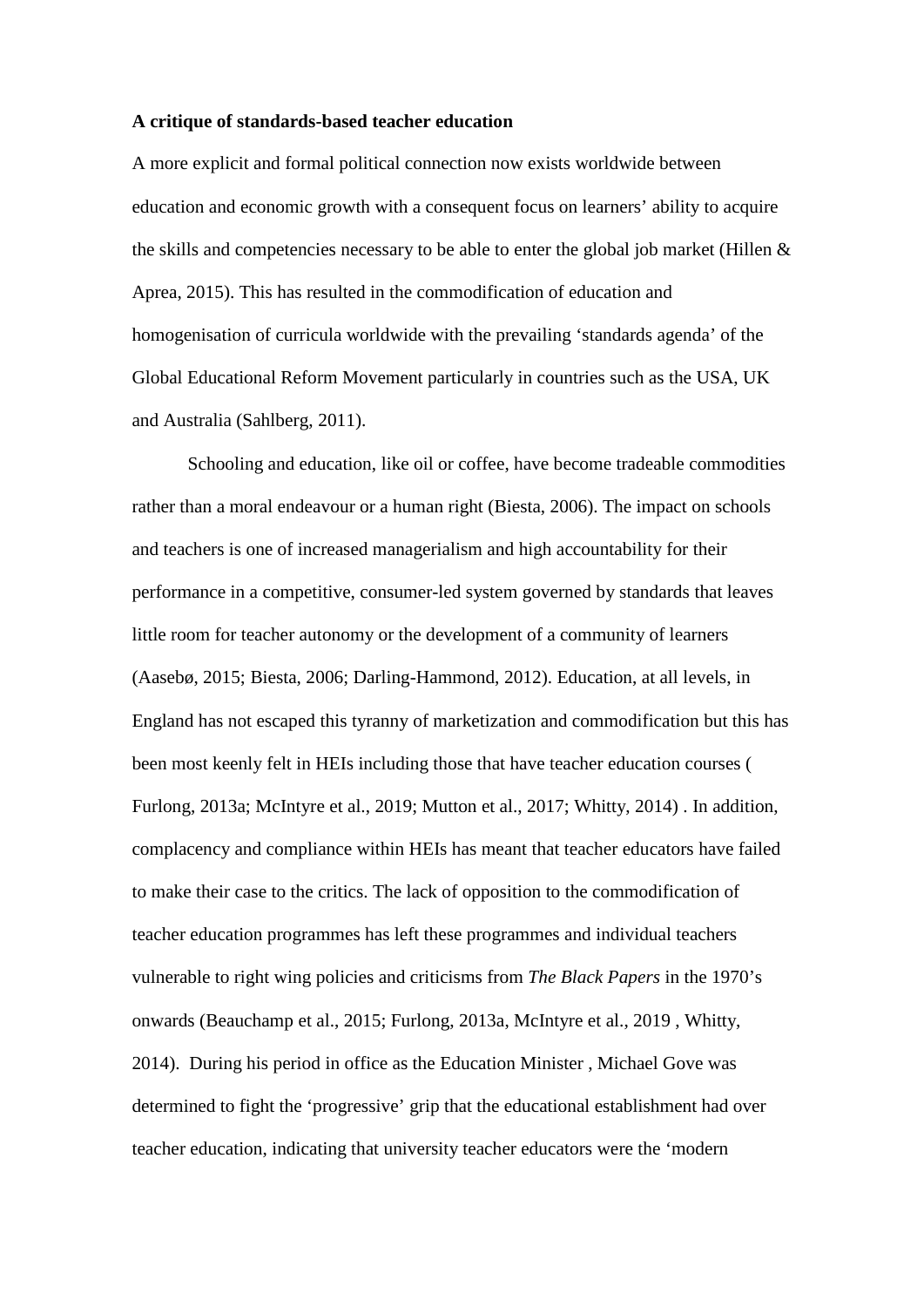**A critique of standards-based teacher education**

A more explicit and formal political connection now exists worldwide between education and economic growth with a consequent focus on learners' ability to acquire the skills and competencies necessary to be able to enter the global job market (Hillen & Aprea, 2015). This has resulted in the commodification of education and homogenisation of curricula worldwide with the prevailing 'standards agenda' of the Global Educational Reform Movement particularly in countries such as the USA, UK and Australia (Sahlberg, 2011).

Schooling and education, like oil or coffee, have become tradeable commodities rather than a moral endeavour or a human right (Biesta, 2006). The impact on schools and teachers is one of increased managerialism and high accountability for their performance in a competitive, consumer-led system governed by standards that leaves little room for teacher autonomy or the development of a community of learners (Aasebø, 2015; Biesta, 2006; Darling-Hammond, 2012). Education, at all levels, in England has not escaped this tyranny of marketization and commodification but this has been most keenly felt in HEIs including those that have teacher education courses ( Furlong, 2013a; McIntyre et al., 2019; Mutton et al., 2017; Whitty, 2014) . In addition, complacency and compliance within HEIs has meant that teacher educators have failed to make their case to the critics. The lack of opposition to the commodification of teacher education programmes has left these programmes and individual teachers vulnerable to right wing policies and criticisms from *The Black Papers* in the 1970's onwards (Beauchamp et al., 2015; Furlong, 2013a, McIntyre et al., 2019 , Whitty, 2014). During his period in office as the Education Minister , Michael Gove was determined to fight the 'progressive' grip that the educational establishment had over teacher education, indicating that university teacher educators were the 'modern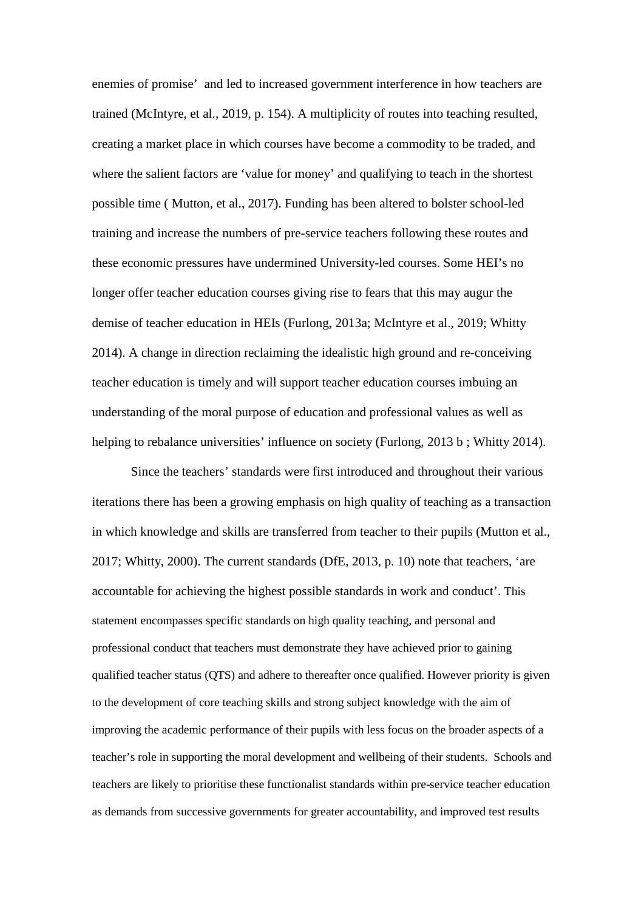enemies of promise' and led to increased government interference in how teachers are trained (McIntyre, et al., 2019, p. 154). A multiplicity of routes into teaching resulted, creating a market place in which courses have become a commodity to be traded, and where the salient factors are 'value for money' and qualifying to teach in the shortest possible time ( Mutton, et al., 2017). Funding has been altered to bolster school-led training and increase the numbers of pre-service teachers following these routes and these economic pressures have undermined University-led courses. Some HEI's no longer offer teacher education courses giving rise to fears that this may augur the demise of teacher education in HEIs (Furlong, 2013a; McIntyre et al., 2019; Whitty 2014). A change in direction reclaiming the idealistic high ground and re-conceiving teacher education is timely and will support teacher education courses imbuing an understanding of the moral purpose of education and professional values as well as helping to rebalance universities' influence on society (Furlong, 2013 b ; Whitty 2014).

Since the teachers' standards were first introduced and throughout their various iterations there has been a growing emphasis on high quality of teaching as a transaction in which knowledge and skills are transferred from teacher to their pupils (Mutton et al., 2017; Whitty, 2000). The current standards (DfE, 2013, p. 10) note that teachers, 'are accountable for achieving the highest possible standards in work and conduct'. This statement encompasses specific standards on high quality teaching, and personal and professional conduct that teachers must demonstrate they have achieved prior to gaining qualified teacher status (QTS) and adhere to thereafter once qualified. However priority is given to the development of core teaching skills and strong subject knowledge with the aim of improving the academic performance of their pupils with less focus on the broader aspects of a teacher's role in supporting the moral development and wellbeing of their students. Schools and teachers are likely to prioritise these functionalist standards within pre-service teacher education as demands from successive governments for greater accountability, and improved test results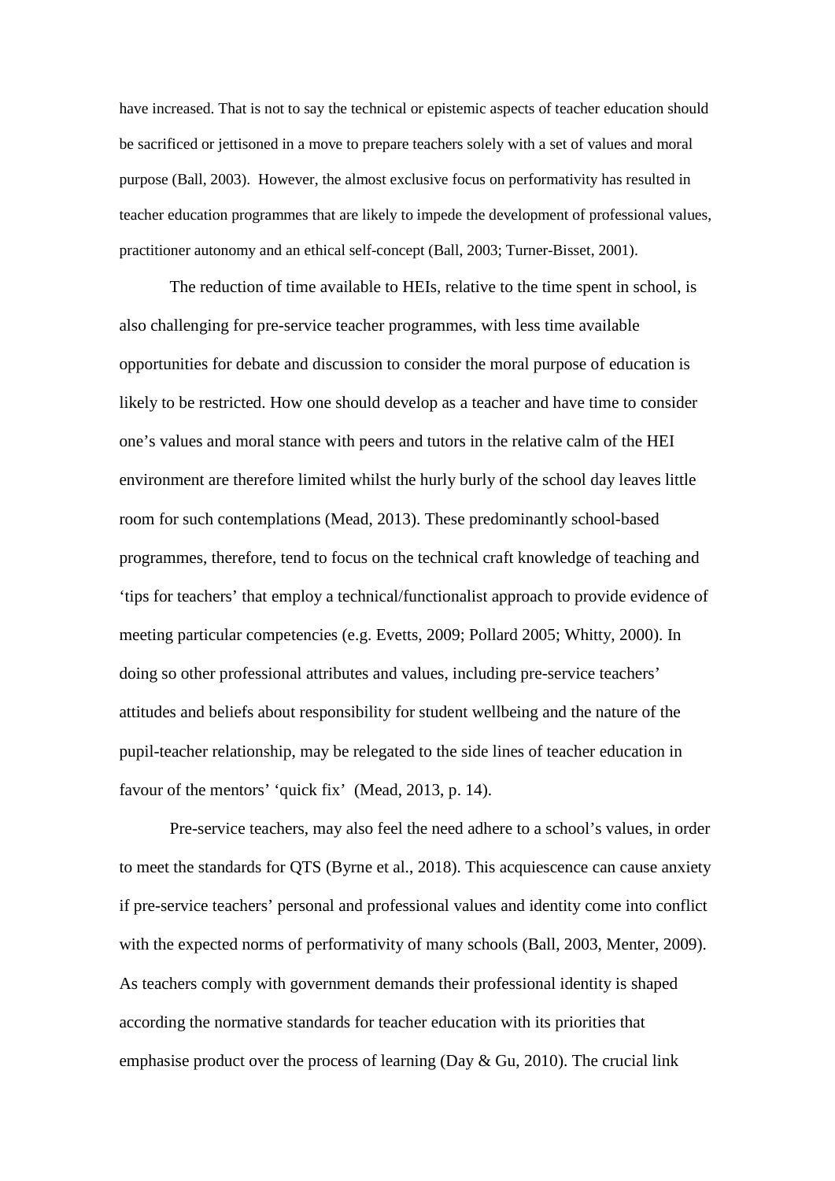have increased. That is not to say the technical or epistemic aspects of teacher education should be sacrificed or jettisoned in a move to prepare teachers solely with a set of values and moral purpose (Ball, 2003). However, the almost exclusive focus on performativity has resulted in teacher education programmes that are likely to impede the development of professional values, practitioner autonomy and an ethical self-concept (Ball, 2003; Turner-Bisset, 2001).

The reduction of time available to HEIs, relative to the time spent in school, is also challenging for pre-service teacher programmes, with less time available opportunities for debate and discussion to consider the moral purpose of education is likely to be restricted. How one should develop as a teacher and have time to consider one's values and moral stance with peers and tutors in the relative calm of the HEI environment are therefore limited whilst the hurly burly of the school day leaves little room for such contemplations (Mead, 2013). These predominantly school-based programmes, therefore, tend to focus on the technical craft knowledge of teaching and 'tips for teachers' that employ a technical/functionalist approach to provide evidence of meeting particular competencies (e.g. Evetts, 2009; Pollard 2005; Whitty, 2000). In doing so other professional attributes and values, including pre-service teachers' attitudes and beliefs about responsibility for student wellbeing and the nature of the pupil-teacher relationship, may be relegated to the side lines of teacher education in favour of the mentors' 'quick fix' (Mead, 2013, p. 14).

Pre-service teachers, may also feel the need adhere to a school's values, in order to meet the standards for QTS (Byrne et al., 2018). This acquiescence can cause anxiety if pre-service teachers' personal and professional values and identity come into conflict with the expected norms of performativity of many schools (Ball, 2003, Menter, 2009). As teachers comply with government demands their professional identity is shaped according the normative standards for teacher education with its priorities that emphasise product over the process of learning (Day & Gu, 2010). The crucial link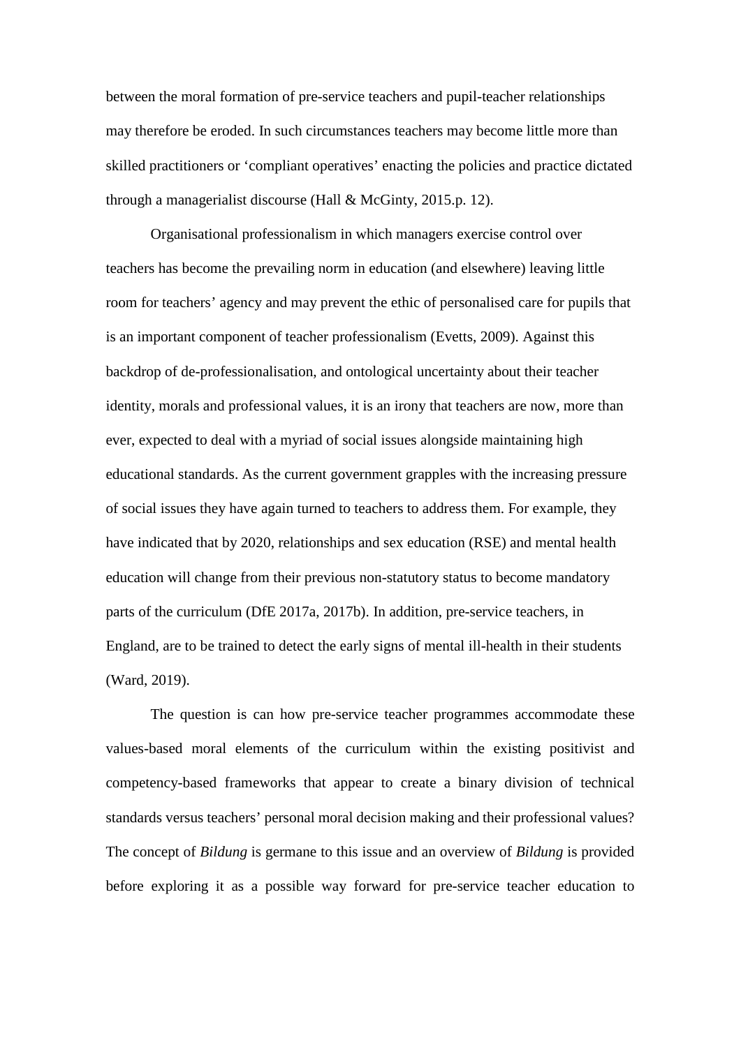between the moral formation of pre-service teachers and pupil-teacher relationships may therefore be eroded. In such circumstances teachers may become little more than skilled practitioners or 'compliant operatives' enacting the policies and practice dictated through a managerialist discourse (Hall & McGinty, 2015.p. 12).

Organisational professionalism in which managers exercise control over teachers has become the prevailing norm in education (and elsewhere) leaving little room for teachers' agency and may prevent the ethic of personalised care for pupils that is an important component of teacher professionalism (Evetts, 2009). Against this backdrop of de-professionalisation, and ontological uncertainty about their teacher identity, morals and professional values, it is an irony that teachers are now, more than ever, expected to deal with a myriad of social issues alongside maintaining high educational standards. As the current government grapples with the increasing pressure of social issues they have again turned to teachers to address them. For example, they have indicated that by 2020, relationships and sex education (RSE) and mental health education will change from their previous non-statutory status to become mandatory parts of the curriculum (DfE 2017a, 2017b). In addition, pre-service teachers, in England, are to be trained to detect the early signs of mental ill-health in their students (Ward, 2019).

The question is can how pre-service teacher programmes accommodate these values-based moral elements of the curriculum within the existing positivist and competency-based frameworks that appear to create a binary division of technical standards versus teachers' personal moral decision making and their professional values? The concept of *Bildung* is germane to this issue and an overview of *Bildung* is provided before exploring it as a possible way forward for pre-service teacher education to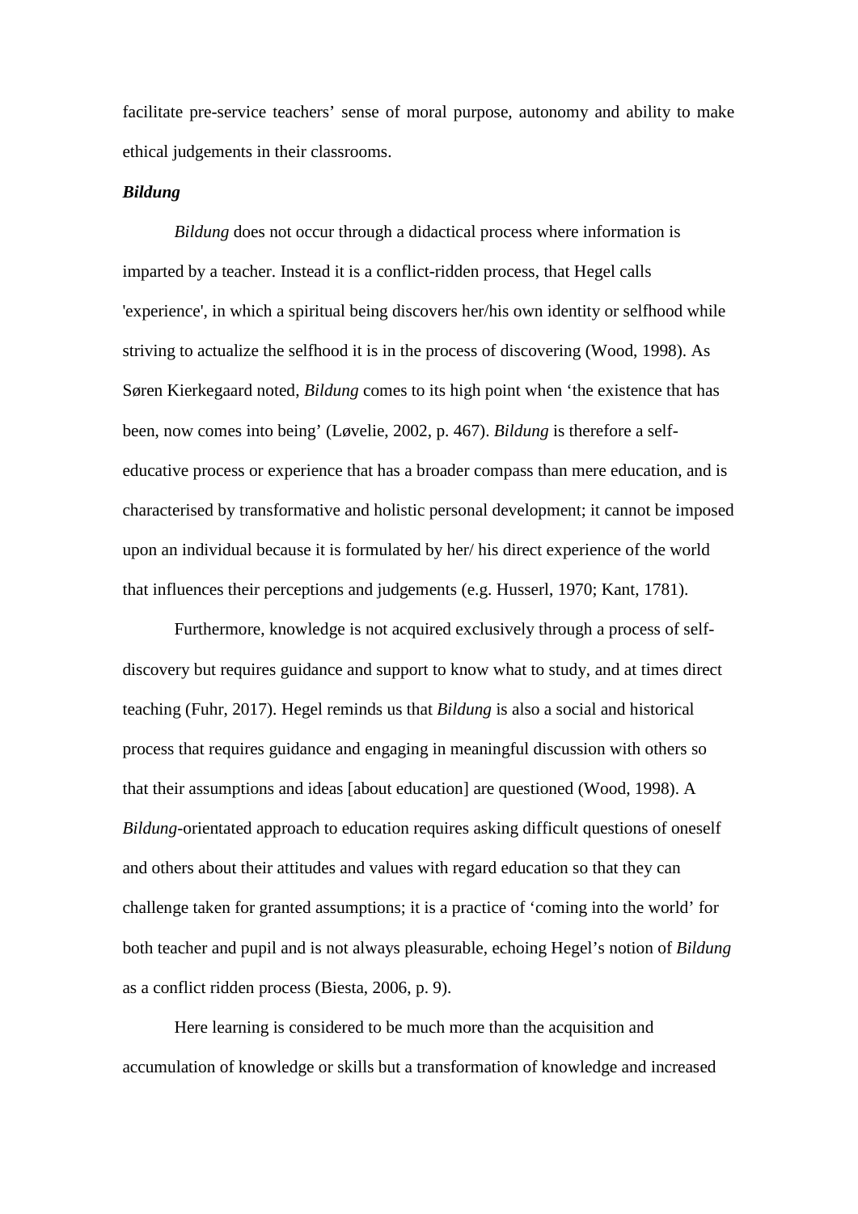facilitate pre-service teachers' sense of moral purpose, autonomy and ability to make ethical judgements in their classrooms.

***Bildung***

*Bildung* does not occur through a didactical process where information is imparted by a teacher. Instead it is a conflict-ridden process, that Hegel calls 'experience', in which a spiritual being discovers her/his own identity or selfhood while striving to actualize the selfhood it is in the process of discovering (Wood, 1998). As Søren Kierkegaard noted, *Bildung* comes to its high point when 'the existence that has been, now comes into being' (Løvelie, 2002, p. 467). *Bildung* is therefore a self-educative process or experience that has a broader compass than mere education, and is characterised by transformative and holistic personal development; it cannot be imposed upon an individual because it is formulated by her/ his direct experience of the world that influences their perceptions and judgements (e.g. Husserl, 1970; Kant, 1781).

Furthermore, knowledge is not acquired exclusively through a process of self-discovery but requires guidance and support to know what to study, and at times direct teaching (Fuhr, 2017). Hegel reminds us that *Bildung* is also a social and historical process that requires guidance and engaging in meaningful discussion with others so that their assumptions and ideas [about education] are questioned (Wood, 1998). A *Bildung*-orientated approach to education requires asking difficult questions of oneself and others about their attitudes and values with regard education so that they can challenge taken for granted assumptions; it is a practice of 'coming into the world' for both teacher and pupil and is not always pleasurable, echoing Hegel's notion of *Bildung* as a conflict ridden process (Biesta, 2006, p. 9).

Here learning is considered to be much more than the acquisition and accumulation of knowledge or skills but a transformation of knowledge and increased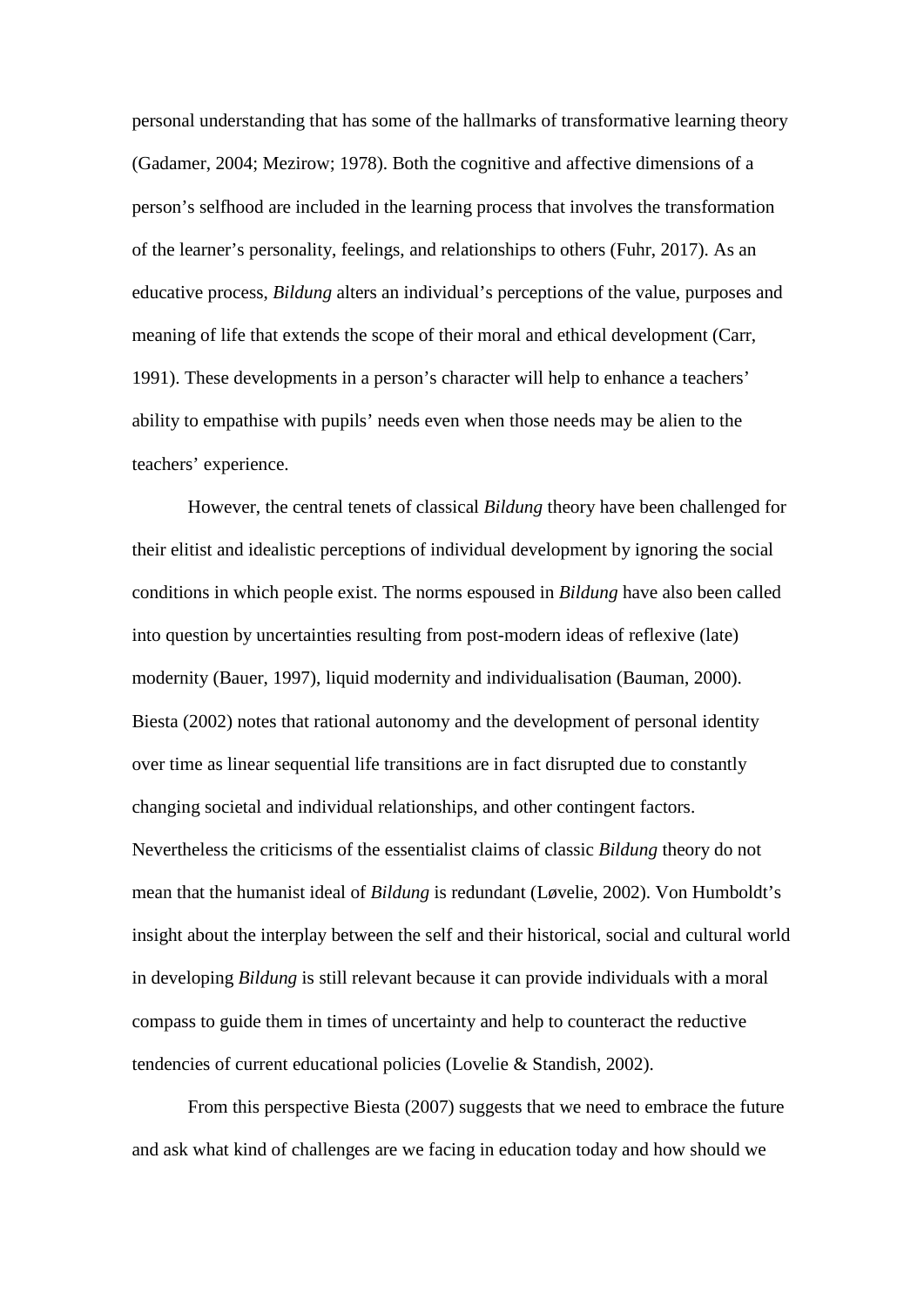personal understanding that has some of the hallmarks of transformative learning theory (Gadamer, 2004; Mezirow; 1978). Both the cognitive and affective dimensions of a person's selfhood are included in the learning process that involves the transformation of the learner's personality, feelings, and relationships to others (Fuhr, 2017). As an educative process, *Bildung* alters an individual's perceptions of the value, purposes and meaning of life that extends the scope of their moral and ethical development (Carr, 1991). These developments in a person's character will help to enhance a teachers' ability to empathise with pupils' needs even when those needs may be alien to the teachers' experience.

However, the central tenets of classical *Bildung* theory have been challenged for their elitist and idealistic perceptions of individual development by ignoring the social conditions in which people exist. The norms espoused in *Bildung* have also been called into question by uncertainties resulting from post-modern ideas of reflexive (late) modernity (Bauer, 1997), liquid modernity and individualisation (Bauman, 2000). Biesta (2002) notes that rational autonomy and the development of personal identity over time as linear sequential life transitions are in fact disrupted due to constantly changing societal and individual relationships, and other contingent factors. Nevertheless the criticisms of the essentialist claims of classic *Bildung* theory do not mean that the humanist ideal of *Bildung* is redundant (Løvelie, 2002). Von Humboldt's insight about the interplay between the self and their historical, social and cultural world in developing *Bildung* is still relevant because it can provide individuals with a moral compass to guide them in times of uncertainty and help to counteract the reductive tendencies of current educational policies (Lovelie & Standish, 2002).

From this perspective Biesta (2007) suggests that we need to embrace the future and ask what kind of challenges are we facing in education today and how should we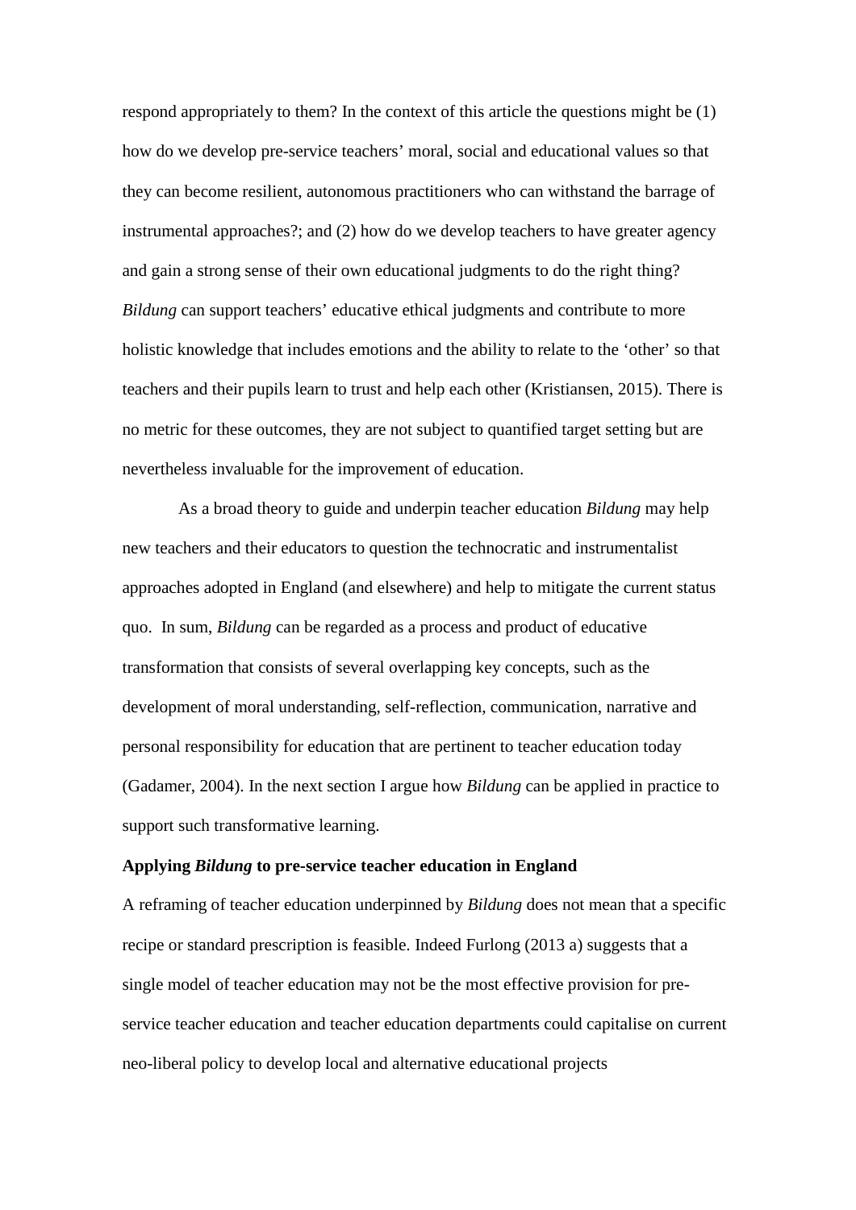respond appropriately to them? In the context of this article the questions might be (1) how do we develop pre-service teachers' moral, social and educational values so that they can become resilient, autonomous practitioners who can withstand the barrage of instrumental approaches?; and (2) how do we develop teachers to have greater agency and gain a strong sense of their own educational judgments to do the right thing? *Bildung* can support teachers' educative ethical judgments and contribute to more holistic knowledge that includes emotions and the ability to relate to the 'other' so that teachers and their pupils learn to trust and help each other (Kristiansen, 2015). There is no metric for these outcomes, they are not subject to quantified target setting but are nevertheless invaluable for the improvement of education.

As a broad theory to guide and underpin teacher education *Bildung* may help new teachers and their educators to question the technocratic and instrumentalist approaches adopted in England (and elsewhere) and help to mitigate the current status quo. In sum, *Bildung* can be regarded as a process and product of educative transformation that consists of several overlapping key concepts, such as the development of moral understanding, self-reflection, communication, narrative and personal responsibility for education that are pertinent to teacher education today (Gadamer, 2004). In the next section I argue how *Bildung* can be applied in practice to support such transformative learning.

**Applying *Bildung* to pre-service teacher education in England**

A reframing of teacher education underpinned by *Bildung* does not mean that a specific recipe or standard prescription is feasible. Indeed Furlong (2013 a) suggests that a single model of teacher education may not be the most effective provision for pre-service teacher education and teacher education departments could capitalise on current neo-liberal policy to develop local and alternative educational projects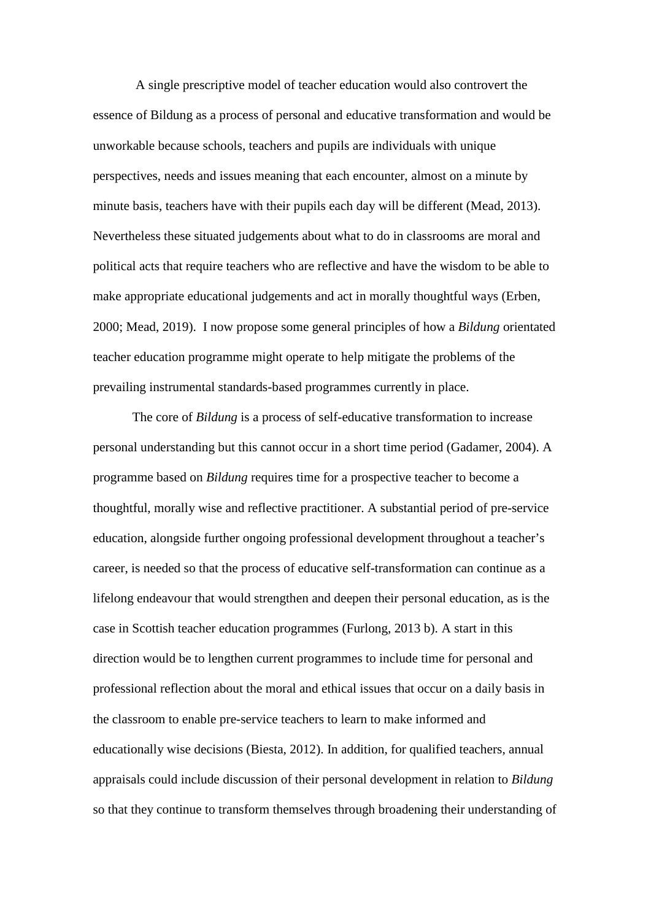A single prescriptive model of teacher education would also controvert the essence of Bildung as a process of personal and educative transformation and would be unworkable because schools, teachers and pupils are individuals with unique perspectives, needs and issues meaning that each encounter, almost on a minute by minute basis, teachers have with their pupils each day will be different (Mead, 2013). Nevertheless these situated judgements about what to do in classrooms are moral and political acts that require teachers who are reflective and have the wisdom to be able to make appropriate educational judgements and act in morally thoughtful ways (Erben, 2000; Mead, 2019). I now propose some general principles of how a *Bildung* orientated teacher education programme might operate to help mitigate the problems of the prevailing instrumental standards-based programmes currently in place.

The core of *Bildung* is a process of self-educative transformation to increase personal understanding but this cannot occur in a short time period (Gadamer, 2004). A programme based on *Bildung* requires time for a prospective teacher to become a thoughtful, morally wise and reflective practitioner. A substantial period of pre-service education, alongside further ongoing professional development throughout a teacher's career, is needed so that the process of educative self-transformation can continue as a lifelong endeavour that would strengthen and deepen their personal education, as is the case in Scottish teacher education programmes (Furlong, 2013 b). A start in this direction would be to lengthen current programmes to include time for personal and professional reflection about the moral and ethical issues that occur on a daily basis in the classroom to enable pre-service teachers to learn to make informed and educationally wise decisions (Biesta, 2012). In addition, for qualified teachers, annual appraisals could include discussion of their personal development in relation to *Bildung* so that they continue to transform themselves through broadening their understanding of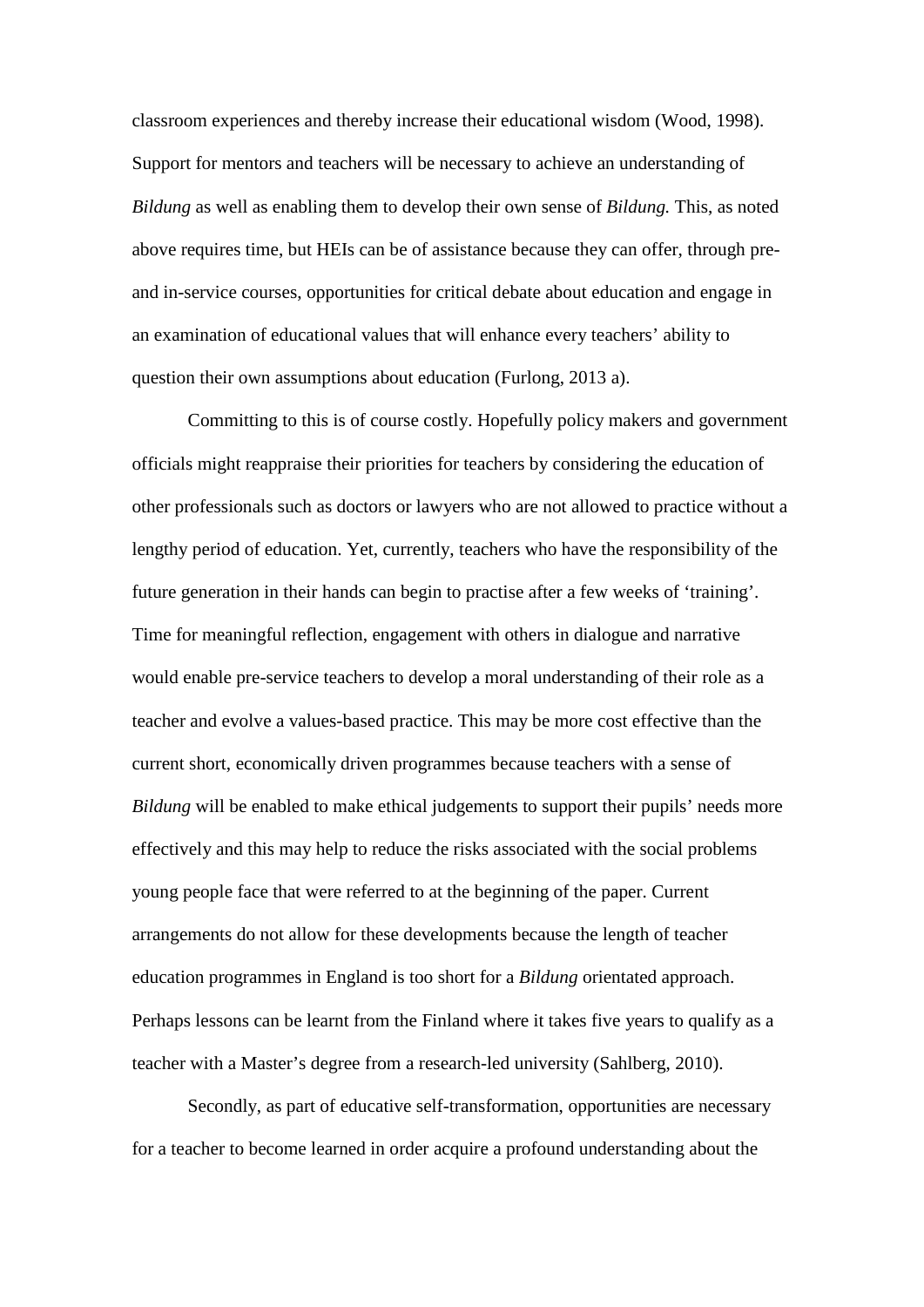classroom experiences and thereby increase their educational wisdom (Wood, 1998). Support for mentors and teachers will be necessary to achieve an understanding of *Bildung* as well as enabling them to develop their own sense of *Bildung.* This, as noted above requires time, but HEIs can be of assistance because they can offer, through pre- and in-service courses, opportunities for critical debate about education and engage in an examination of educational values that will enhance every teachers' ability to question their own assumptions about education (Furlong, 2013 a).

Committing to this is of course costly. Hopefully policy makers and government officials might reappraise their priorities for teachers by considering the education of other professionals such as doctors or lawyers who are not allowed to practice without a lengthy period of education. Yet, currently, teachers who have the responsibility of the future generation in their hands can begin to practise after a few weeks of 'training'. Time for meaningful reflection, engagement with others in dialogue and narrative would enable pre-service teachers to develop a moral understanding of their role as a teacher and evolve a values-based practice. This may be more cost effective than the current short, economically driven programmes because teachers with a sense of *Bildung* will be enabled to make ethical judgements to support their pupils' needs more effectively and this may help to reduce the risks associated with the social problems young people face that were referred to at the beginning of the paper. Current arrangements do not allow for these developments because the length of teacher education programmes in England is too short for a *Bildung* orientated approach. Perhaps lessons can be learnt from the Finland where it takes five years to qualify as a teacher with a Master's degree from a research-led university (Sahlberg, 2010).

Secondly, as part of educative self-transformation, opportunities are necessary for a teacher to become learned in order acquire a profound understanding about the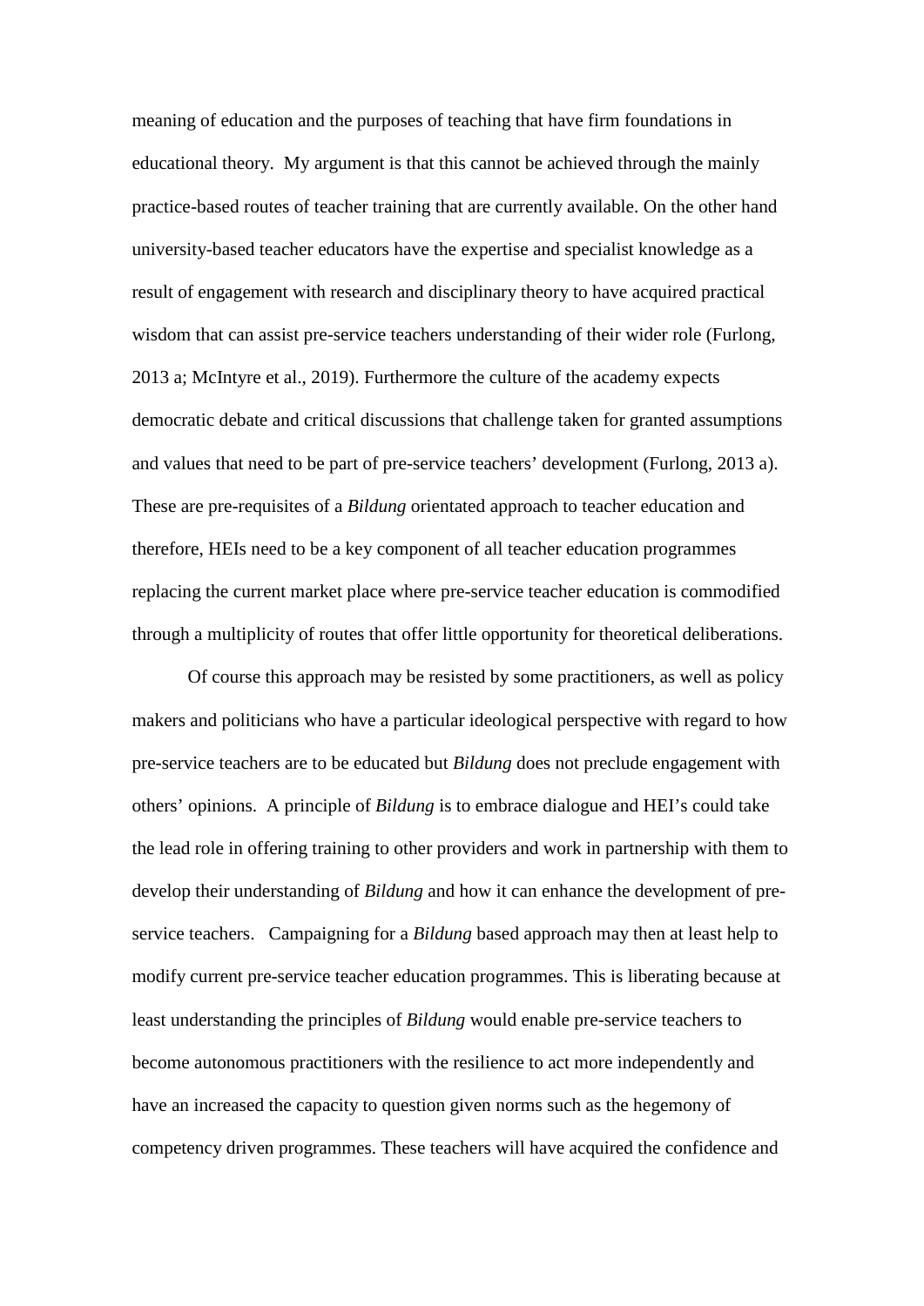meaning of education and the purposes of teaching that have firm foundations in educational theory. My argument is that this cannot be achieved through the mainly practice-based routes of teacher training that are currently available. On the other hand university-based teacher educators have the expertise and specialist knowledge as a result of engagement with research and disciplinary theory to have acquired practical wisdom that can assist pre-service teachers understanding of their wider role (Furlong, 2013 a; McIntyre et al., 2019). Furthermore the culture of the academy expects democratic debate and critical discussions that challenge taken for granted assumptions and values that need to be part of pre-service teachers' development (Furlong, 2013 a). These are pre-requisites of a *Bildung* orientated approach to teacher education and therefore, HEIs need to be a key component of all teacher education programmes replacing the current market place where pre-service teacher education is commodified through a multiplicity of routes that offer little opportunity for theoretical deliberations.

Of course this approach may be resisted by some practitioners, as well as policy makers and politicians who have a particular ideological perspective with regard to how pre-service teachers are to be educated but *Bildung* does not preclude engagement with others' opinions. A principle of *Bildung* is to embrace dialogue and HEI's could take the lead role in offering training to other providers and work in partnership with them to develop their understanding of *Bildung* and how it can enhance the development of pre-service teachers. Campaigning for a *Bildung* based approach may then at least help to modify current pre-service teacher education programmes. This is liberating because at least understanding the principles of *Bildung* would enable pre-service teachers to become autonomous practitioners with the resilience to act more independently and have an increased the capacity to question given norms such as the hegemony of competency driven programmes. These teachers will have acquired the confidence and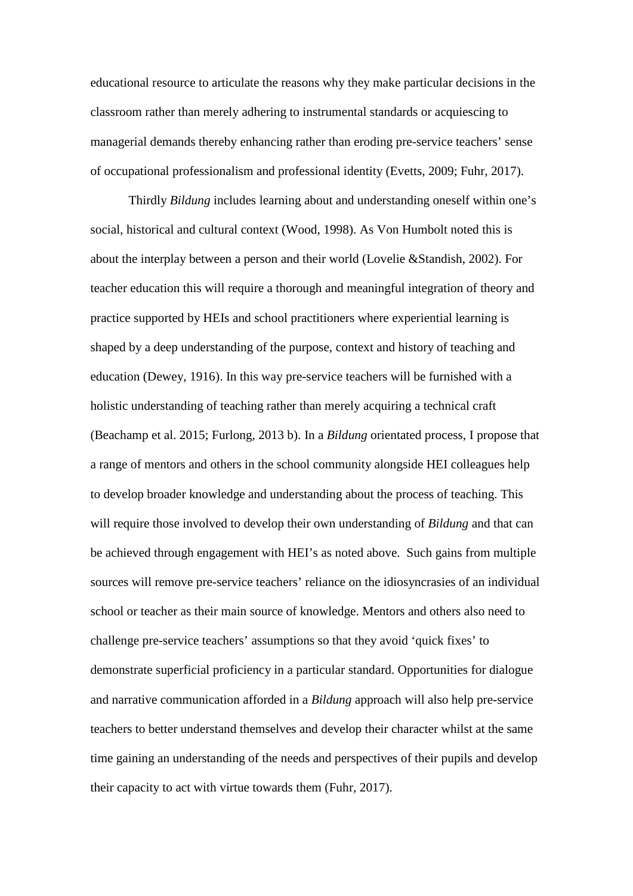educational resource to articulate the reasons why they make particular decisions in the classroom rather than merely adhering to instrumental standards or acquiescing to managerial demands thereby enhancing rather than eroding pre-service teachers' sense of occupational professionalism and professional identity (Evetts, 2009; Fuhr, 2017).

Thirdly *Bildung* includes learning about and understanding oneself within one's social, historical and cultural context (Wood, 1998). As Von Humbolt noted this is about the interplay between a person and their world (Lovelie &Standish, 2002). For teacher education this will require a thorough and meaningful integration of theory and practice supported by HEIs and school practitioners where experiential learning is shaped by a deep understanding of the purpose, context and history of teaching and education (Dewey, 1916). In this way pre-service teachers will be furnished with a holistic understanding of teaching rather than merely acquiring a technical craft (Beachamp et al. 2015; Furlong, 2013 b). In a *Bildung* orientated process, I propose that a range of mentors and others in the school community alongside HEI colleagues help to develop broader knowledge and understanding about the process of teaching. This will require those involved to develop their own understanding of *Bildung* and that can be achieved through engagement with HEI's as noted above. Such gains from multiple sources will remove pre-service teachers' reliance on the idiosyncrasies of an individual school or teacher as their main source of knowledge. Mentors and others also need to challenge pre-service teachers' assumptions so that they avoid 'quick fixes' to demonstrate superficial proficiency in a particular standard. Opportunities for dialogue and narrative communication afforded in a *Bildung* approach will also help pre-service teachers to better understand themselves and develop their character whilst at the same time gaining an understanding of the needs and perspectives of their pupils and develop their capacity to act with virtue towards them (Fuhr, 2017).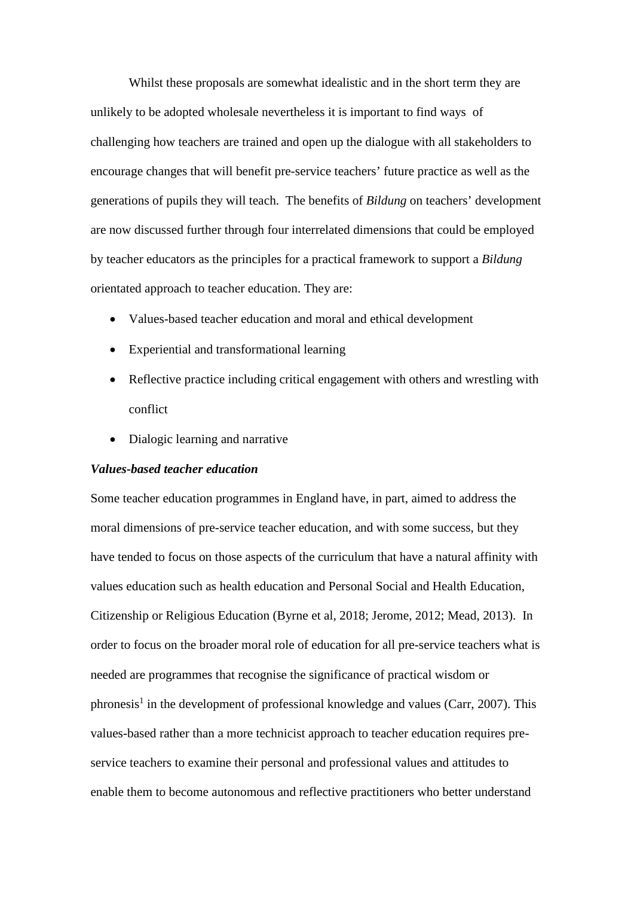Whilst these proposals are somewhat idealistic and in the short term they are unlikely to be adopted wholesale nevertheless it is important to find ways of challenging how teachers are trained and open up the dialogue with all stakeholders to encourage changes that will benefit pre-service teachers' future practice as well as the generations of pupils they will teach. The benefits of *Bildung* on teachers' development are now discussed further through four interrelated dimensions that could be employed by teacher educators as the principles for a practical framework to support a *Bildung* orientated approach to teacher education. They are:

- Values-based teacher education and moral and ethical development
- Experiential and transformational learning
- Reflective practice including critical engagement with others and wrestling with conflict
- Dialogic learning and narrative

***Values-based teacher education***

Some teacher education programmes in England have, in part, aimed to address the moral dimensions of pre-service teacher education, and with some success, but they have tended to focus on those aspects of the curriculum that have a natural affinity with values education such as health education and Personal Social and Health Education, Citizenship or Religious Education (Byrne et al, 2018; Jerome, 2012; Mead, 2013). In order to focus on the broader moral role of education for all pre-service teachers what is needed are programmes that recognise the significance of practical wisdom or phronesis[1] in the development of professional knowledge and values (Carr, 2007). This values-based rather than a more technicist approach to teacher education requires pre-service teachers to examine their personal and professional values and attitudes to enable them to become autonomous and reflective practitioners who better understand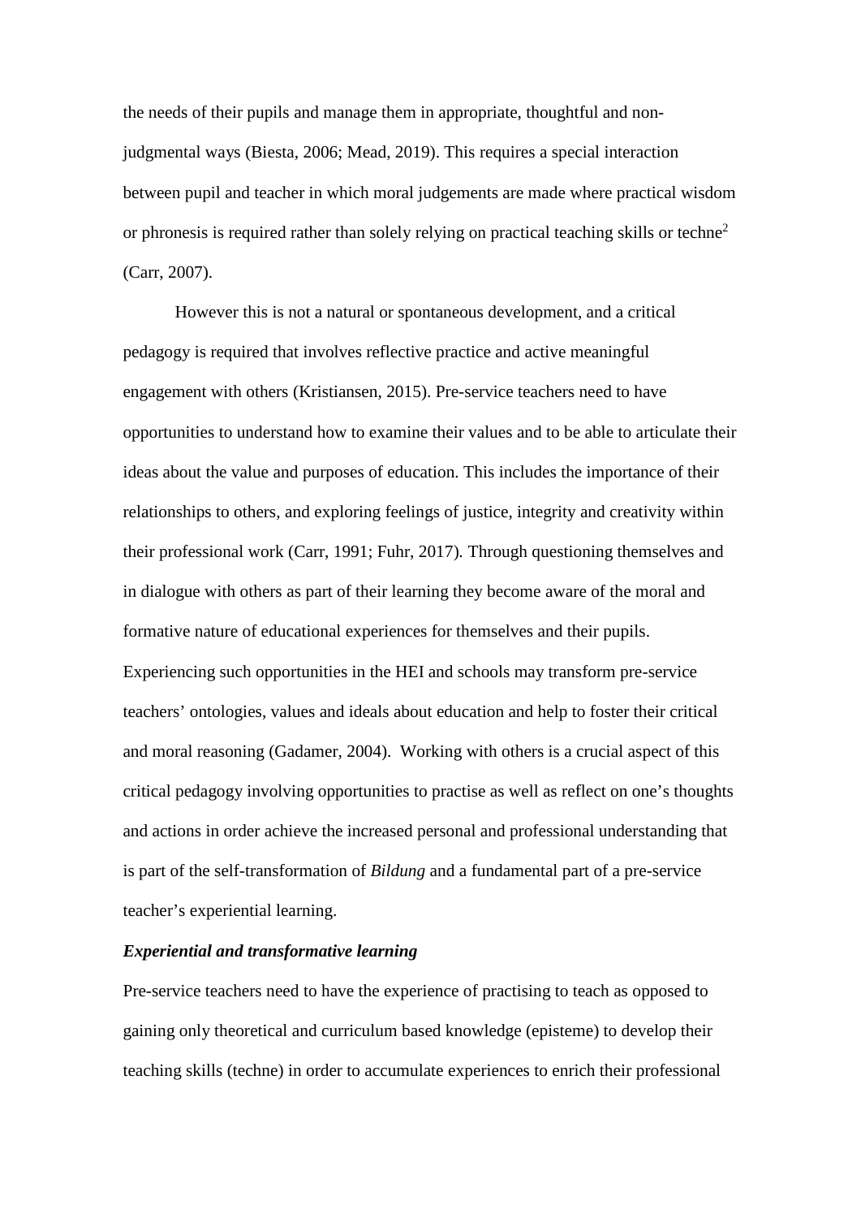the needs of their pupils and manage them in appropriate, thoughtful and non-judgmental ways (Biesta, 2006; Mead, 2019). This requires a special interaction between pupil and teacher in which moral judgements are made where practical wisdom or phronesis is required rather than solely relying on practical teaching skills or techne[2] (Carr, 2007).

However this is not a natural or spontaneous development, and a critical pedagogy is required that involves reflective practice and active meaningful engagement with others (Kristiansen, 2015). Pre-service teachers need to have opportunities to understand how to examine their values and to be able to articulate their ideas about the value and purposes of education. This includes the importance of their relationships to others, and exploring feelings of justice, integrity and creativity within their professional work (Carr, 1991; Fuhr, 2017). Through questioning themselves and in dialogue with others as part of their learning they become aware of the moral and formative nature of educational experiences for themselves and their pupils. Experiencing such opportunities in the HEI and schools may transform pre-service teachers' ontologies, values and ideals about education and help to foster their critical and moral reasoning (Gadamer, 2004). Working with others is a crucial aspect of this critical pedagogy involving opportunities to practise as well as reflect on one's thoughts and actions in order achieve the increased personal and professional understanding that is part of the self-transformation of *Bildung* and a fundamental part of a pre-service teacher's experiential learning.

***Experiential and transformative learning***

Pre-service teachers need to have the experience of practising to teach as opposed to gaining only theoretical and curriculum based knowledge (episteme) to develop their teaching skills (techne) in order to accumulate experiences to enrich their professional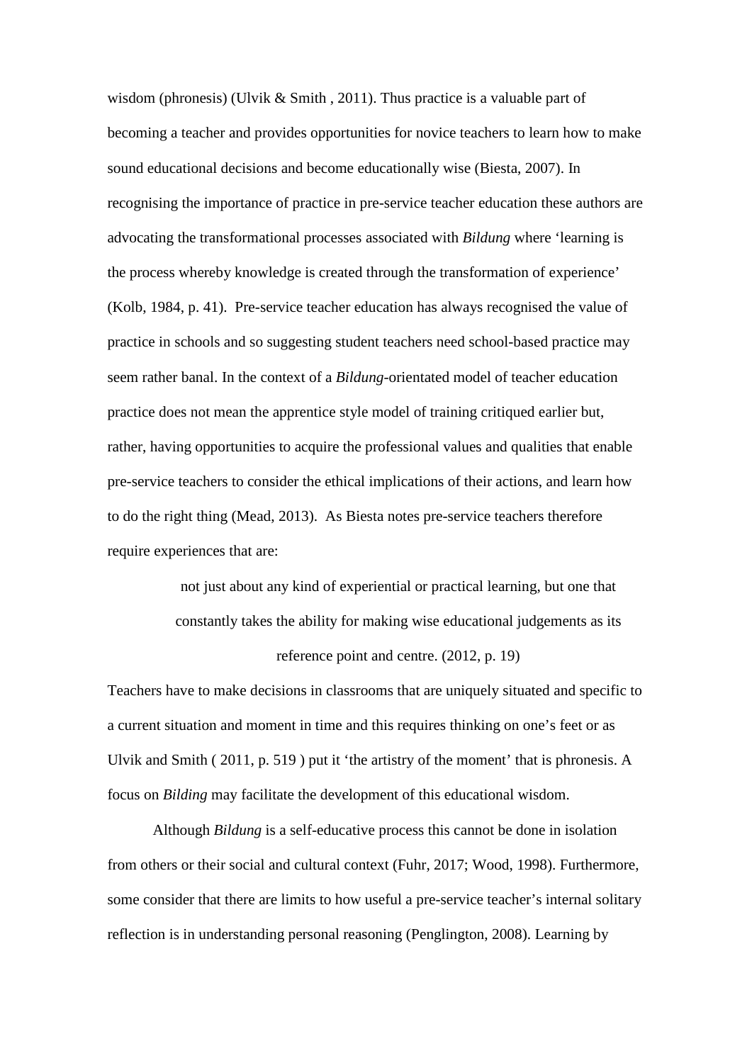wisdom (phronesis) (Ulvik & Smith , 2011). Thus practice is a valuable part of becoming a teacher and provides opportunities for novice teachers to learn how to make sound educational decisions and become educationally wise (Biesta, 2007). In recognising the importance of practice in pre-service teacher education these authors are advocating the transformational processes associated with *Bildung* where 'learning is the process whereby knowledge is created through the transformation of experience' (Kolb, 1984, p. 41). Pre-service teacher education has always recognised the value of practice in schools and so suggesting student teachers need school-based practice may seem rather banal. In the context of a *Bildung*-orientated model of teacher education practice does not mean the apprentice style model of training critiqued earlier but, rather, having opportunities to acquire the professional values and qualities that enable pre-service teachers to consider the ethical implications of their actions, and learn how to do the right thing (Mead, 2013). As Biesta notes pre-service teachers therefore require experiences that are:

> not just about any kind of experiential or practical learning, but one that constantly takes the ability for making wise educational judgements as its reference point and centre. (2012, p. 19)

Teachers have to make decisions in classrooms that are uniquely situated and specific to a current situation and moment in time and this requires thinking on one's feet or as Ulvik and Smith ( 2011, p. 519 ) put it 'the artistry of the moment' that is phronesis. A focus on *Bilding* may facilitate the development of this educational wisdom.

Although *Bildung* is a self-educative process this cannot be done in isolation from others or their social and cultural context (Fuhr, 2017; Wood, 1998). Furthermore, some consider that there are limits to how useful a pre-service teacher's internal solitary reflection is in understanding personal reasoning (Penglington, 2008). Learning by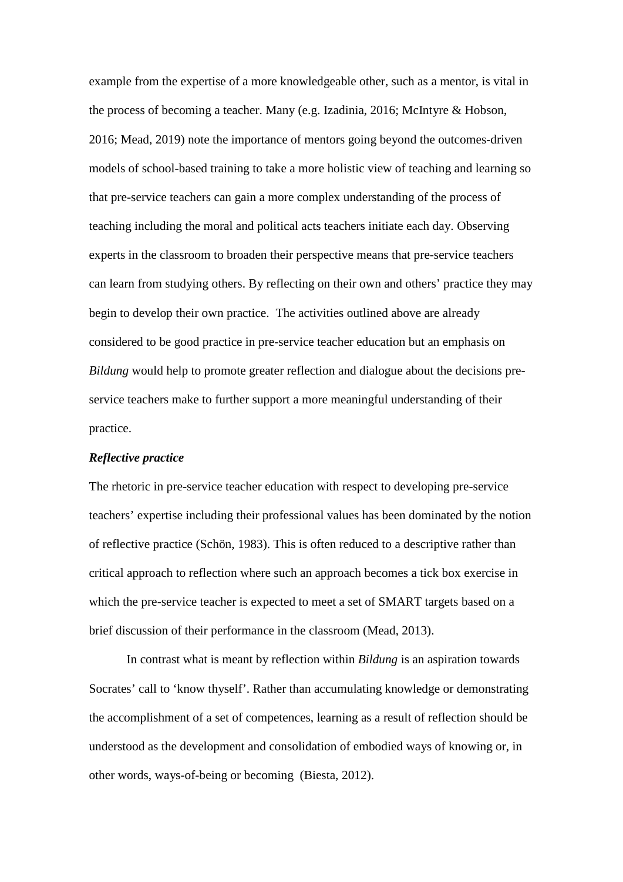example from the expertise of a more knowledgeable other, such as a mentor, is vital in the process of becoming a teacher. Many (e.g. Izadinia, 2016; McIntyre & Hobson, 2016; Mead, 2019) note the importance of mentors going beyond the outcomes-driven models of school-based training to take a more holistic view of teaching and learning so that pre-service teachers can gain a more complex understanding of the process of teaching including the moral and political acts teachers initiate each day. Observing experts in the classroom to broaden their perspective means that pre-service teachers can learn from studying others. By reflecting on their own and others' practice they may begin to develop their own practice. The activities outlined above are already considered to be good practice in pre-service teacher education but an emphasis on *Bildung* would help to promote greater reflection and dialogue about the decisions pre-service teachers make to further support a more meaningful understanding of their practice.

***Reflective practice***

The rhetoric in pre-service teacher education with respect to developing pre-service teachers' expertise including their professional values has been dominated by the notion of reflective practice (Schön, 1983). This is often reduced to a descriptive rather than critical approach to reflection where such an approach becomes a tick box exercise in which the pre-service teacher is expected to meet a set of SMART targets based on a brief discussion of their performance in the classroom (Mead, 2013).

In contrast what is meant by reflection within *Bildung* is an aspiration towards Socrates' call to 'know thyself'. Rather than accumulating knowledge or demonstrating the accomplishment of a set of competences, learning as a result of reflection should be understood as the development and consolidation of embodied ways of knowing or, in other words, ways-of-being or becoming (Biesta, 2012).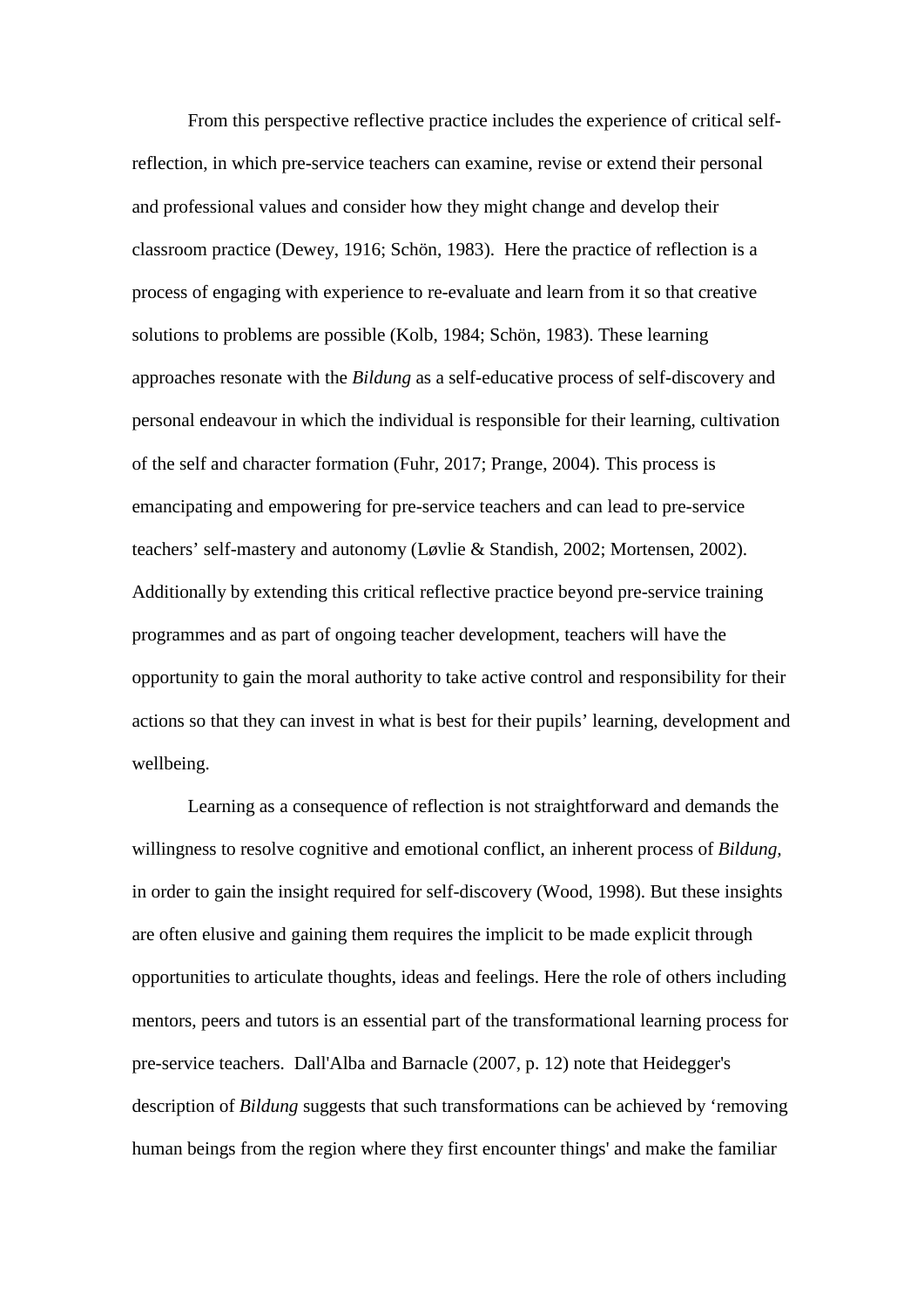From this perspective reflective practice includes the experience of critical self-reflection, in which pre-service teachers can examine, revise or extend their personal and professional values and consider how they might change and develop their classroom practice (Dewey, 1916; Schön, 1983). Here the practice of reflection is a process of engaging with experience to re-evaluate and learn from it so that creative solutions to problems are possible (Kolb, 1984; Schön, 1983). These learning approaches resonate with the *Bildung* as a self-educative process of self-discovery and personal endeavour in which the individual is responsible for their learning, cultivation of the self and character formation (Fuhr, 2017; Prange, 2004). This process is emancipating and empowering for pre-service teachers and can lead to pre-service teachers' self-mastery and autonomy (Løvlie & Standish, 2002; Mortensen, 2002). Additionally by extending this critical reflective practice beyond pre-service training programmes and as part of ongoing teacher development, teachers will have the opportunity to gain the moral authority to take active control and responsibility for their actions so that they can invest in what is best for their pupils' learning, development and wellbeing.

Learning as a consequence of reflection is not straightforward and demands the willingness to resolve cognitive and emotional conflict, an inherent process of *Bildung*, in order to gain the insight required for self-discovery (Wood, 1998). But these insights are often elusive and gaining them requires the implicit to be made explicit through opportunities to articulate thoughts, ideas and feelings. Here the role of others including mentors, peers and tutors is an essential part of the transformational learning process for pre-service teachers. Dall'Alba and Barnacle (2007, p. 12) note that Heidegger's description of *Bildung* suggests that such transformations can be achieved by 'removing human beings from the region where they first encounter things' and make the familiar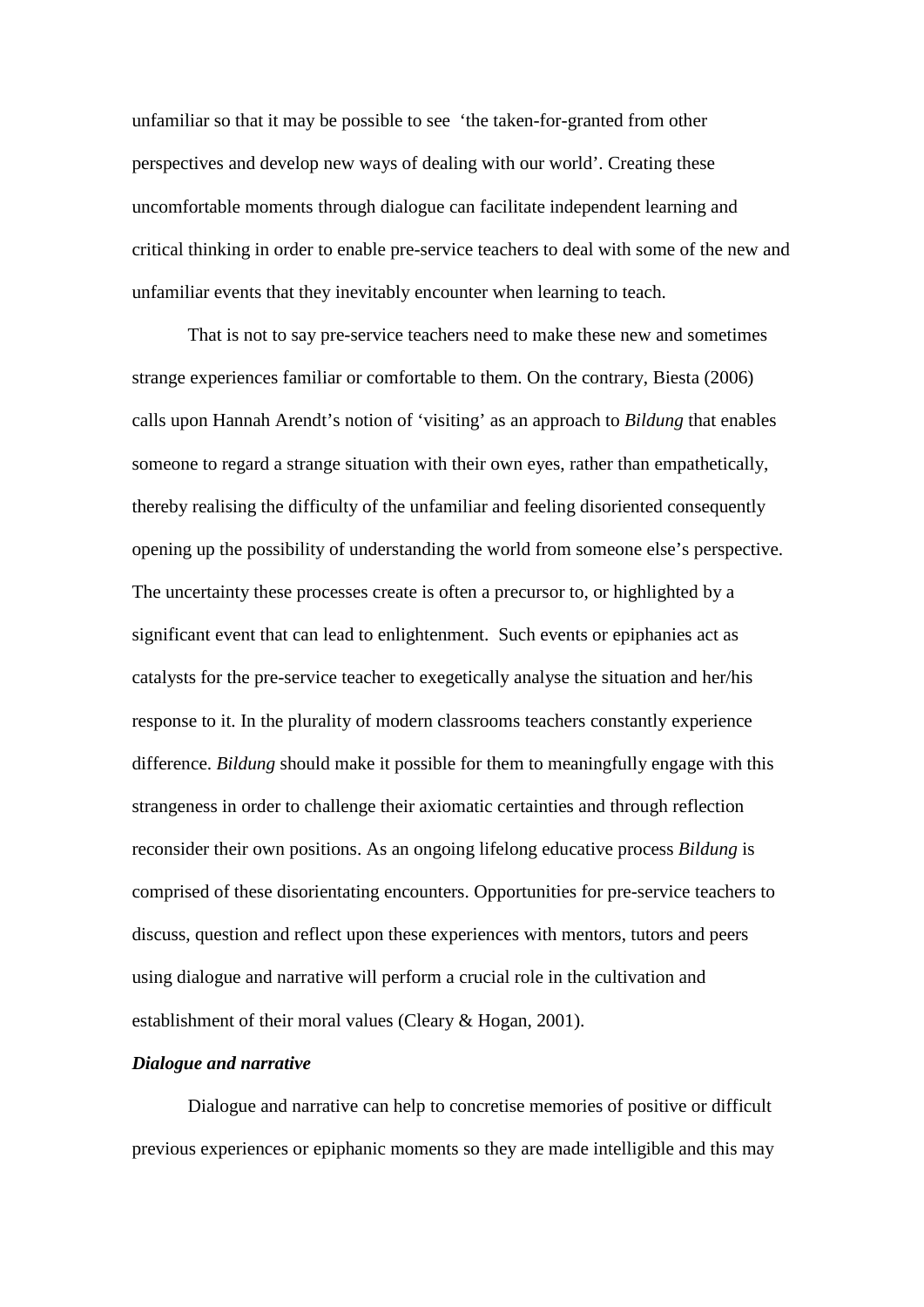unfamiliar so that it may be possible to see 'the taken-for-granted from other perspectives and develop new ways of dealing with our world'. Creating these uncomfortable moments through dialogue can facilitate independent learning and critical thinking in order to enable pre-service teachers to deal with some of the new and unfamiliar events that they inevitably encounter when learning to teach.

That is not to say pre-service teachers need to make these new and sometimes strange experiences familiar or comfortable to them. On the contrary, Biesta (2006) calls upon Hannah Arendt's notion of 'visiting' as an approach to *Bildung* that enables someone to regard a strange situation with their own eyes, rather than empathetically, thereby realising the difficulty of the unfamiliar and feeling disoriented consequently opening up the possibility of understanding the world from someone else's perspective. The uncertainty these processes create is often a precursor to, or highlighted by a significant event that can lead to enlightenment. Such events or epiphanies act as catalysts for the pre-service teacher to exegetically analyse the situation and her/his response to it. In the plurality of modern classrooms teachers constantly experience difference. *Bildung* should make it possible for them to meaningfully engage with this strangeness in order to challenge their axiomatic certainties and through reflection reconsider their own positions. As an ongoing lifelong educative process *Bildung* is comprised of these disorientating encounters. Opportunities for pre-service teachers to discuss, question and reflect upon these experiences with mentors, tutors and peers using dialogue and narrative will perform a crucial role in the cultivation and establishment of their moral values (Cleary & Hogan, 2001).

***Dialogue and narrative***

Dialogue and narrative can help to concretise memories of positive or difficult previous experiences or epiphanic moments so they are made intelligible and this may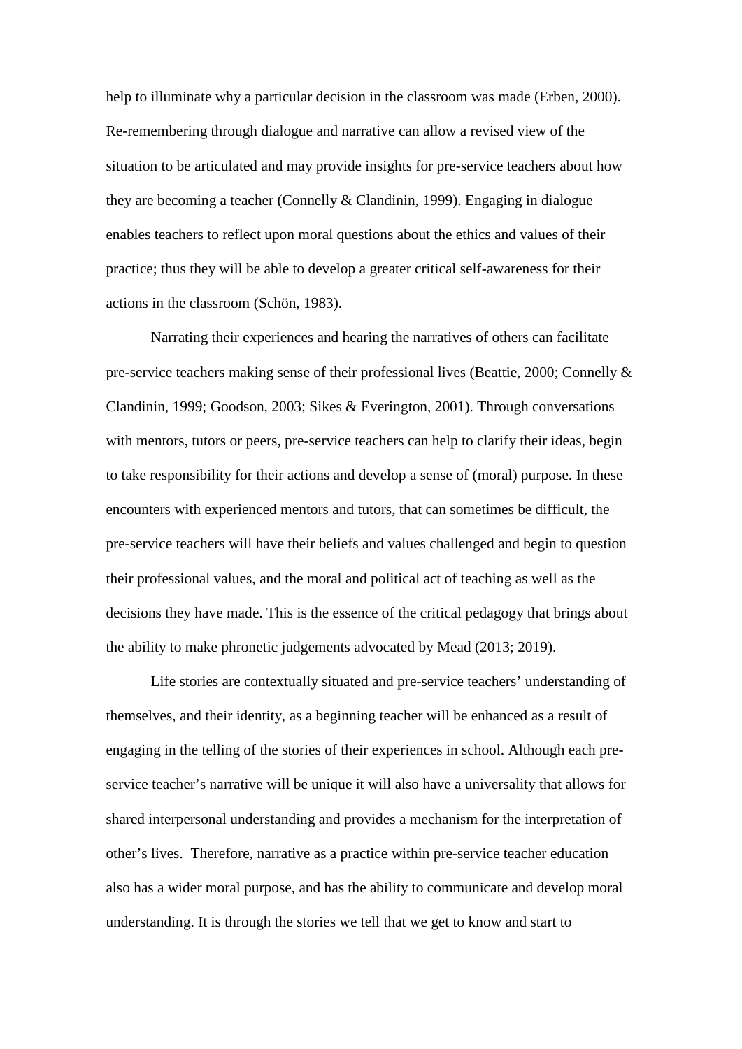help to illuminate why a particular decision in the classroom was made (Erben, 2000). Re-remembering through dialogue and narrative can allow a revised view of the situation to be articulated and may provide insights for pre-service teachers about how they are becoming a teacher (Connelly & Clandinin, 1999). Engaging in dialogue enables teachers to reflect upon moral questions about the ethics and values of their practice; thus they will be able to develop a greater critical self-awareness for their actions in the classroom (Schön, 1983).

Narrating their experiences and hearing the narratives of others can facilitate pre-service teachers making sense of their professional lives (Beattie, 2000; Connelly & Clandinin, 1999; Goodson, 2003; Sikes & Everington, 2001). Through conversations with mentors, tutors or peers, pre-service teachers can help to clarify their ideas, begin to take responsibility for their actions and develop a sense of (moral) purpose. In these encounters with experienced mentors and tutors, that can sometimes be difficult, the pre-service teachers will have their beliefs and values challenged and begin to question their professional values, and the moral and political act of teaching as well as the decisions they have made. This is the essence of the critical pedagogy that brings about the ability to make phronetic judgements advocated by Mead (2013; 2019).

Life stories are contextually situated and pre-service teachers' understanding of themselves, and their identity, as a beginning teacher will be enhanced as a result of engaging in the telling of the stories of their experiences in school. Although each pre-service teacher's narrative will be unique it will also have a universality that allows for shared interpersonal understanding and provides a mechanism for the interpretation of other's lives. Therefore, narrative as a practice within pre-service teacher education also has a wider moral purpose, and has the ability to communicate and develop moral understanding. It is through the stories we tell that we get to know and start to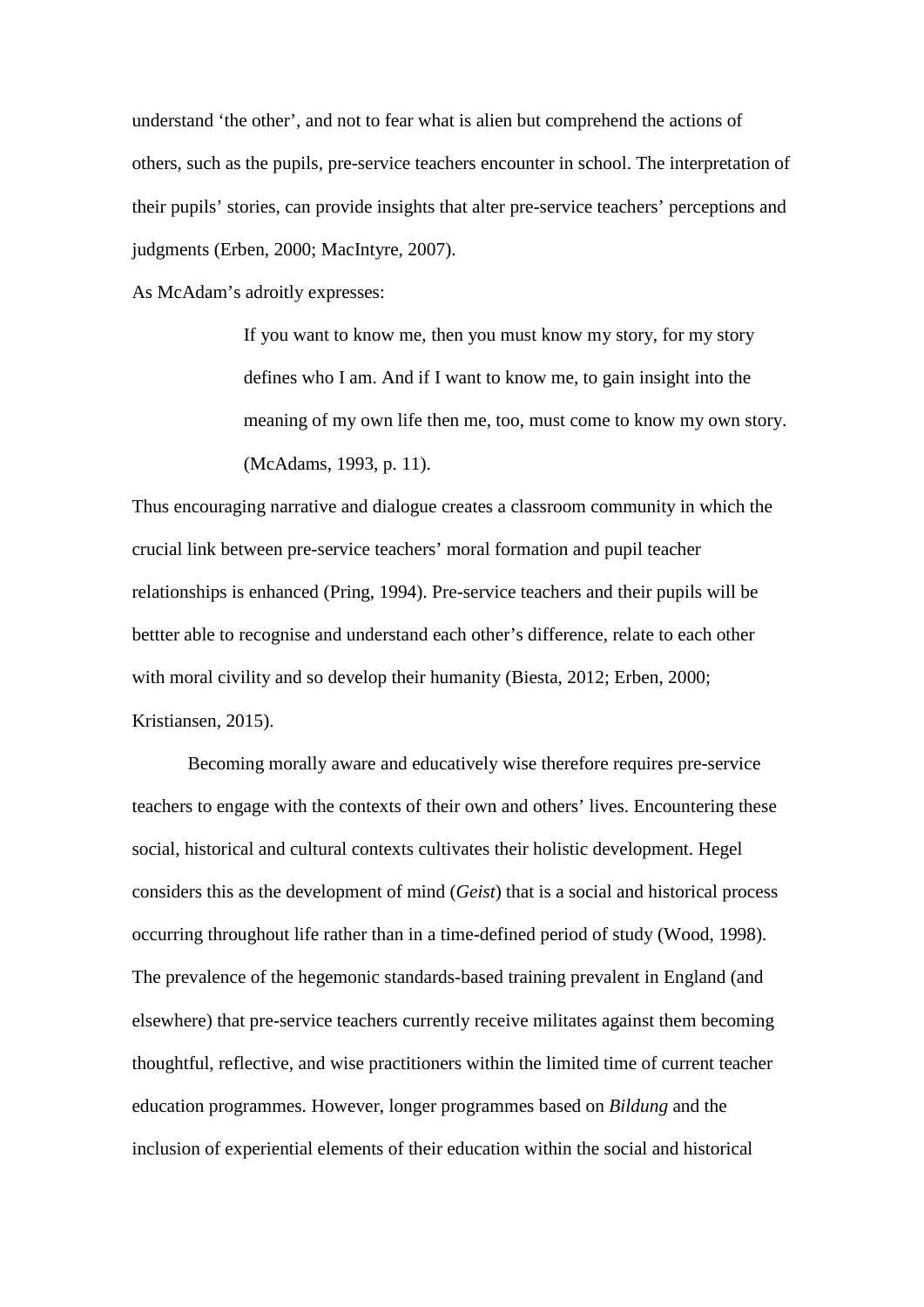understand 'the other', and not to fear what is alien but comprehend the actions of others, such as the pupils, pre-service teachers encounter in school. The interpretation of their pupils' stories, can provide insights that alter pre-service teachers' perceptions and judgments (Erben, 2000; MacIntyre, 2007).

As McAdam's adroitly expresses:

> If you want to know me, then you must know my story, for my story defines who I am. And if I want to know me, to gain insight into the meaning of my own life then me, too, must come to know my own story. (McAdams, 1993, p. 11).

Thus encouraging narrative and dialogue creates a classroom community in which the crucial link between pre-service teachers' moral formation and pupil teacher relationships is enhanced (Pring, 1994). Pre-service teachers and their pupils will be bettter able to recognise and understand each other's difference, relate to each other with moral civility and so develop their humanity (Biesta, 2012; Erben, 2000; Kristiansen, 2015).

Becoming morally aware and educatively wise therefore requires pre-service teachers to engage with the contexts of their own and others' lives. Encountering these social, historical and cultural contexts cultivates their holistic development. Hegel considers this as the development of mind (*Geist*) that is a social and historical process occurring throughout life rather than in a time-defined period of study (Wood, 1998). The prevalence of the hegemonic standards-based training prevalent in England (and elsewhere) that pre-service teachers currently receive militates against them becoming thoughtful, reflective, and wise practitioners within the limited time of current teacher education programmes. However, longer programmes based on *Bildung* and the inclusion of experiential elements of their education within the social and historical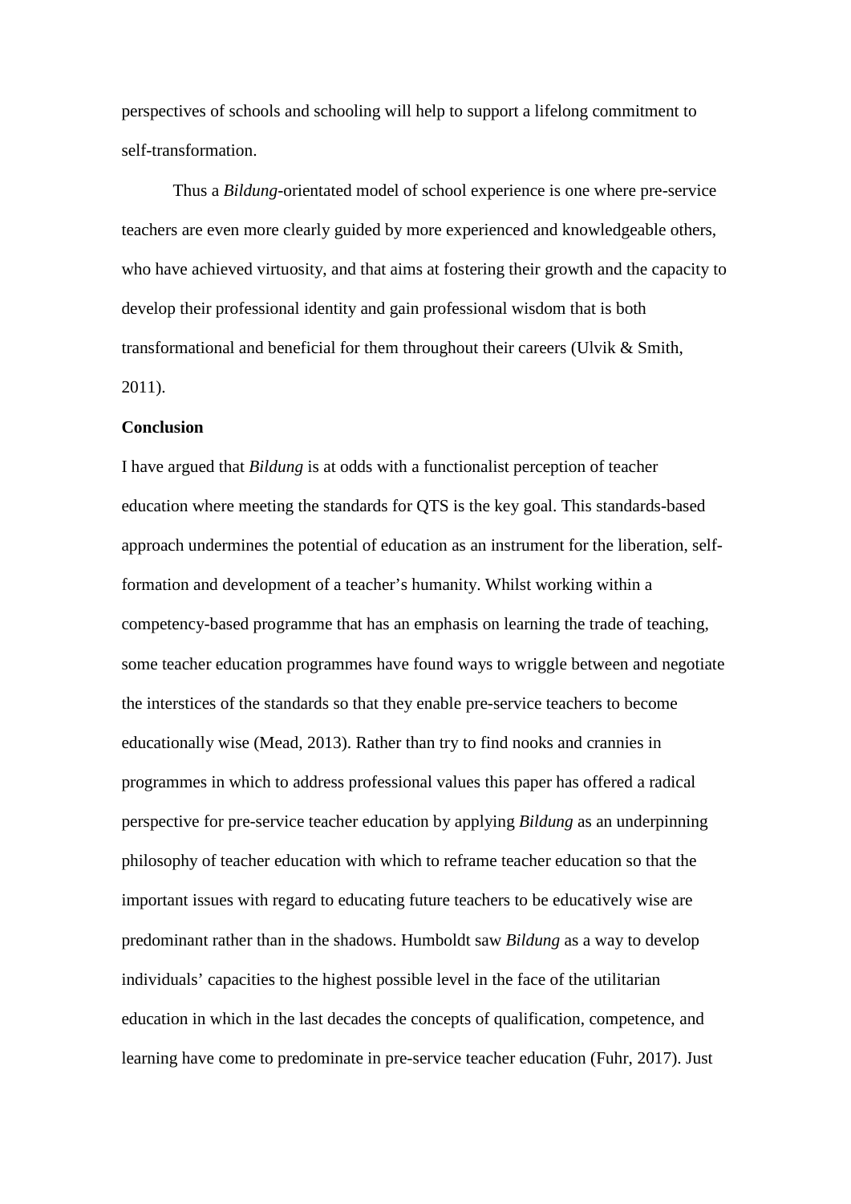perspectives of schools and schooling will help to support a lifelong commitment to self-transformation.

Thus a *Bildung*-orientated model of school experience is one where pre-service teachers are even more clearly guided by more experienced and knowledgeable others, who have achieved virtuosity, and that aims at fostering their growth and the capacity to develop their professional identity and gain professional wisdom that is both transformational and beneficial for them throughout their careers (Ulvik & Smith, 2011).

**Conclusion**

I have argued that *Bildung* is at odds with a functionalist perception of teacher education where meeting the standards for QTS is the key goal. This standards-based approach undermines the potential of education as an instrument for the liberation, self-formation and development of a teacher's humanity. Whilst working within a competency-based programme that has an emphasis on learning the trade of teaching, some teacher education programmes have found ways to wriggle between and negotiate the interstices of the standards so that they enable pre-service teachers to become educationally wise (Mead, 2013). Rather than try to find nooks and crannies in programmes in which to address professional values this paper has offered a radical perspective for pre-service teacher education by applying *Bildung* as an underpinning philosophy of teacher education with which to reframe teacher education so that the important issues with regard to educating future teachers to be educatively wise are predominant rather than in the shadows. Humboldt saw *Bildung* as a way to develop individuals' capacities to the highest possible level in the face of the utilitarian education in which in the last decades the concepts of qualification, competence, and learning have come to predominate in pre-service teacher education (Fuhr, 2017). Just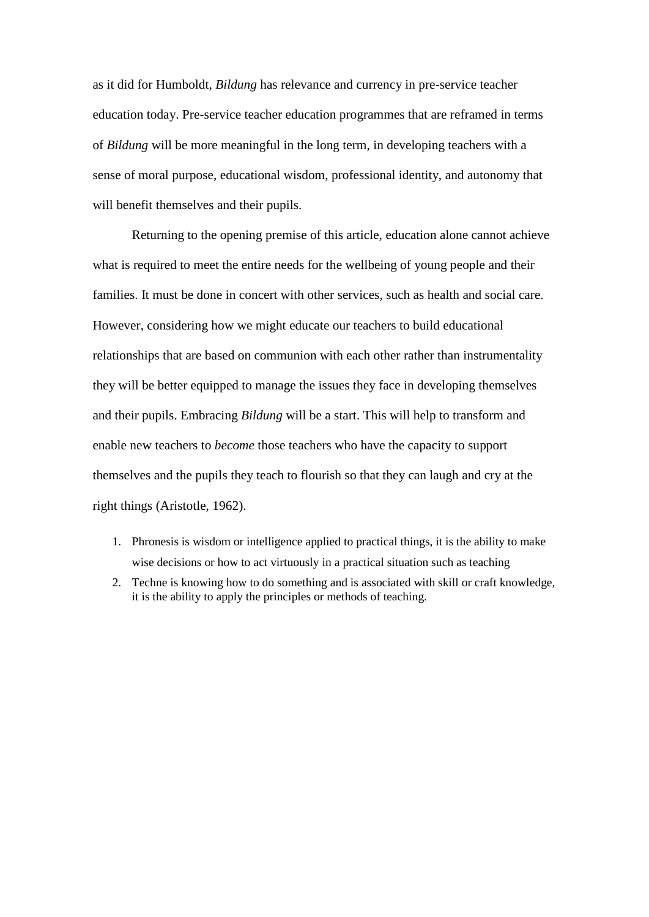as it did for Humboldt, *Bildung* has relevance and currency in pre-service teacher education today. Pre-service teacher education programmes that are reframed in terms of *Bildung* will be more meaningful in the long term, in developing teachers with a sense of moral purpose, educational wisdom, professional identity, and autonomy that will benefit themselves and their pupils.

Returning to the opening premise of this article, education alone cannot achieve what is required to meet the entire needs for the wellbeing of young people and their families. It must be done in concert with other services, such as health and social care. However, considering how we might educate our teachers to build educational relationships that are based on communion with each other rather than instrumentality they will be better equipped to manage the issues they face in developing themselves and their pupils. Embracing *Bildung* will be a start. This will help to transform and enable new teachers to *become* those teachers who have the capacity to support themselves and the pupils they teach to flourish so that they can laugh and cry at the right things (Aristotle, 1962).

1. Phronesis is wisdom or intelligence applied to practical things, it is the ability to make wise decisions or how to act virtuously in a practical situation such as teaching
2. Techne is knowing how to do something and is associated with skill or craft knowledge, it is the ability to apply the principles or methods of teaching.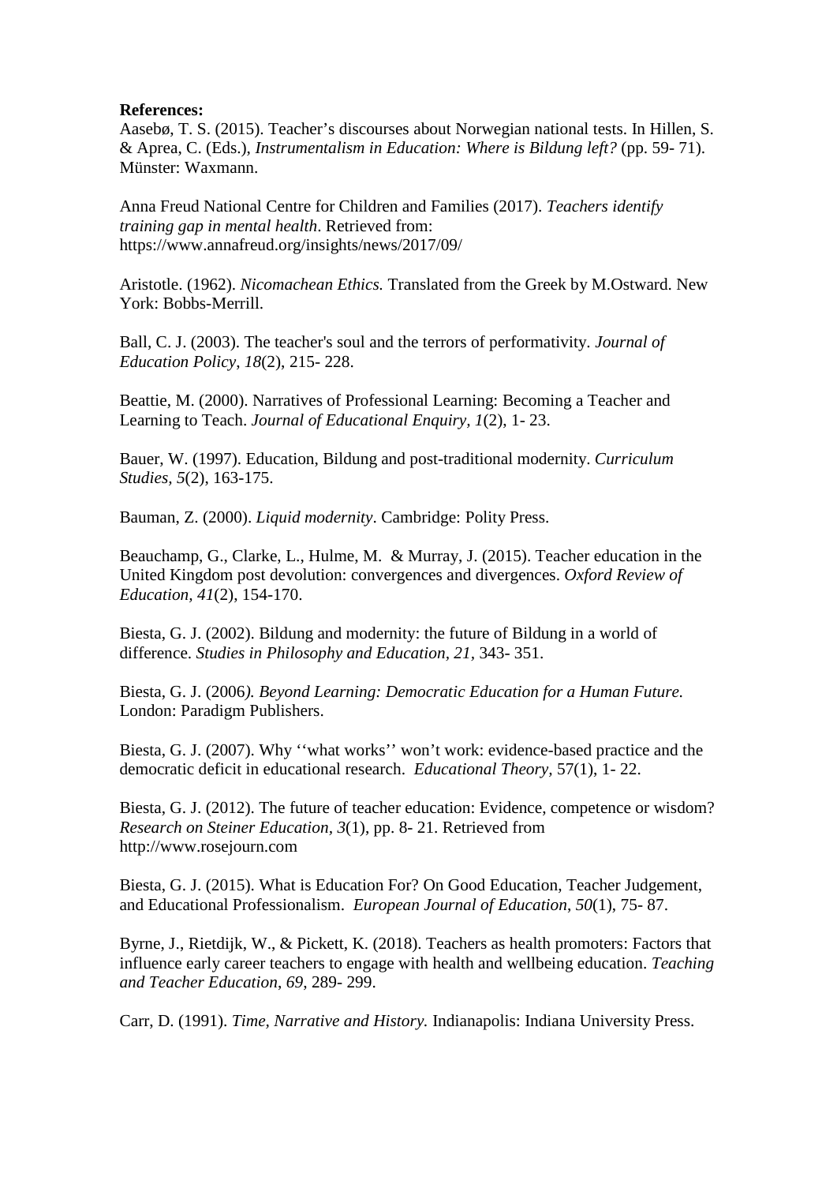**References:**

Aasebø, T. S. (2015). Teacher's discourses about Norwegian national tests. In Hillen, S. & Aprea, C. (Eds.), *Instrumentalism in Education: Where is Bildung left?* (pp. 59- 71). Münster: Waxmann.

Anna Freud National Centre for Children and Families (2017). *Teachers identify training gap in mental health*. Retrieved from: https://www.annafreud.org/insights/news/2017/09/

Aristotle. (1962). *Nicomachean Ethics.* Translated from the Greek by M.Ostward. New York: Bobbs-Merrill.

Ball, C. J. (2003). The teacher's soul and the terrors of performativity. *Journal of Education Policy*, *18*(2), 215- 228.

Beattie, M. (2000). Narratives of Professional Learning: Becoming a Teacher and Learning to Teach. *Journal of Educational Enquiry, 1*(2), 1- 23.

Bauer, W. (1997). Education, Bildung and post-traditional modernity. *Curriculum Studies*, *5*(2), 163-175.

Bauman, Z. (2000). *Liquid modernity*. Cambridge: Polity Press.

Beauchamp, G., Clarke, L., Hulme, M. & Murray, J. (2015). Teacher education in the United Kingdom post devolution: convergences and divergences. *Oxford Review of Education, 41*(2), 154-170.

Biesta, G. J. (2002). Bildung and modernity: the future of Bildung in a world of difference. *Studies in Philosophy and Education, 21,* 343- 351.

Biesta, G. J. (2006*). Beyond Learning: Democratic Education for a Human Future.* London: Paradigm Publishers.

Biesta, G. J. (2007). Why ''what works'' won't work: evidence-based practice and the democratic deficit in educational research. *Educational Theory*, 57(1), 1- 22.

Biesta, G. J. (2012). The future of teacher education: Evidence, competence or wisdom? *Research on Steiner Education, 3*(1), pp. 8- 21. Retrieved from http://www.rosejourn.com

Biesta, G. J. (2015). What is Education For? On Good Education, Teacher Judgement, and Educational Professionalism. *European Journal of Education*, *50*(1), 75- 87.

Byrne, J., Rietdijk, W., & Pickett, K. (2018). Teachers as health promoters: Factors that influence early career teachers to engage with health and wellbeing education. *Teaching and Teacher Education*, *69*, 289- 299.

Carr, D. (1991). *Time, Narrative and History.* Indianapolis: Indiana University Press.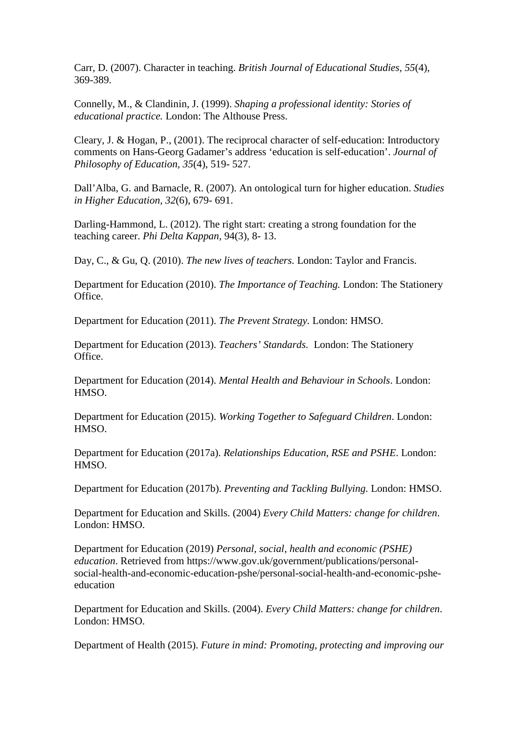Carr, D. (2007). Character in teaching. *British Journal of Educational Studies, 55*(4), 369-389.

Connelly, M., & Clandinin, J. (1999). *Shaping a professional identity: Stories of educational practice.* London: The Althouse Press.

Cleary, J. & Hogan, P., (2001). The reciprocal character of self-education: Introductory comments on Hans-Georg Gadamer's address 'education is self-education'. *Journal of Philosophy of Education, 35*(4), 519- 527.

Dall'Alba, G. and Barnacle, R. (2007). An ontological turn for higher education. *Studies in Higher Education, 32*(6), 679- 691.

Darling-Hammond, L. (2012). The right start: creating a strong foundation for the teaching career. *Phi Delta Kappan*, 94(3), 8- 13.

Day, C., & Gu, Q. (2010). *The new lives of teachers.* London: Taylor and Francis.

Department for Education (2010). *The Importance of Teaching.* London: The Stationery Office.

Department for Education (2011). *The Prevent Strategy.* London: HMSO.

Department for Education (2013). *Teachers' Standards*. London: The Stationery Office.

Department for Education (2014). *Mental Health and Behaviour in Schools*. London: HMSO.

Department for Education (2015). *Working Together to Safeguard Children*. London: HMSO.

Department for Education (2017a). *Relationships Education, RSE and PSHE*. London: HMSO.

Department for Education (2017b). *Preventing and Tackling Bullying.* London: HMSO.

Department for Education and Skills. (2004) *Every Child Matters: change for children*. London: HMSO.

Department for Education (2019) *Personal, social, health and economic (PSHE) education*. Retrieved from https://www.gov.uk/government/publications/personal-social-health-and-economic-education-pshe/personal-social-health-and-economic-pshe-education

Department for Education and Skills. (2004). *Every Child Matters: change for children*. London: HMSO.

Department of Health (2015). *Future in mind: Promoting, protecting and improving our*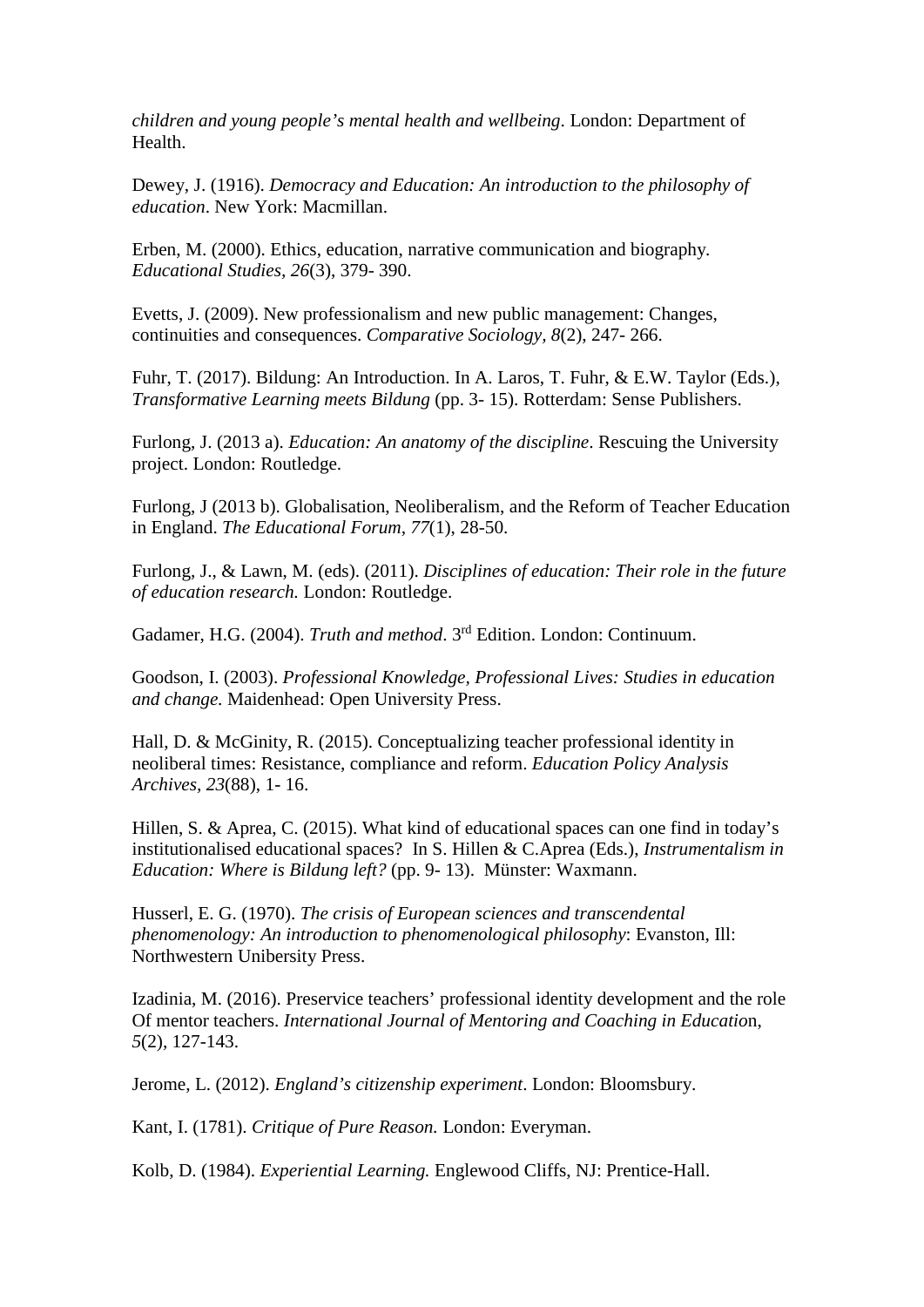*children and young people's mental health and wellbeing*. London: Department of Health.

Dewey, J. (1916). *Democracy and Education: An introduction to the philosophy of education*. New York: Macmillan.

Erben, M. (2000). Ethics, education, narrative communication and biography. *Educational Studies*, *26*(3), 379- 390.

Evetts, J. (2009). New professionalism and new public management: Changes, continuities and consequences. *Comparative Sociology, 8*(2), 247- 266.

Fuhr, T. (2017). Bildung: An Introduction. In A. Laros, T. Fuhr, & E.W. Taylor (Eds.), *Transformative Learning meets Bildung* (pp. 3- 15). Rotterdam: Sense Publishers.

Furlong, J. (2013 a). *Education: An anatomy of the discipline*. Rescuing the University project. London: Routledge.

Furlong, J (2013 b). Globalisation, Neoliberalism, and the Reform of Teacher Education in England. *The Educational Forum, 77*(1), 28-50.

Furlong, J., & Lawn, M. (eds). (2011). *Disciplines of education: Their role in the future of education research.* London: Routledge.

Gadamer, H.G. (2004). *Truth and method*. 3rd Edition. London: Continuum.

Goodson, I. (2003). *Professional Knowledge, Professional Lives: Studies in education and change.* Maidenhead: Open University Press.

Hall, D. & McGinity, R. (2015). Conceptualizing teacher professional identity in neoliberal times: Resistance, compliance and reform. *Education Policy Analysis Archives*, *23*(88), 1- 16.

Hillen, S. & Aprea, C. (2015). What kind of educational spaces can one find in today's institutionalised educational spaces? In S. Hillen & C.Aprea (Eds.), *Instrumentalism in Education: Where is Bildung left?* (pp. 9- 13). Münster: Waxmann.

Husserl, E. G. (1970). *The crisis of European sciences and transcendental phenomenology: An introduction to phenomenological philosophy*: Evanston, Ill: Northwestern Unibersity Press.

Izadinia, M. (2016). Preservice teachers' professional identity development and the role Of mentor teachers. *International Journal of Mentoring and Coaching in Educatio*n, *5*(2), 127-143.

Jerome, L. (2012). *England's citizenship experiment*. London: Bloomsbury.

Kant, I. (1781). *Critique of Pure Reason.* London: Everyman.

Kolb, D. (1984). *Experiential Learning.* Englewood Cliffs, NJ: Prentice-Hall.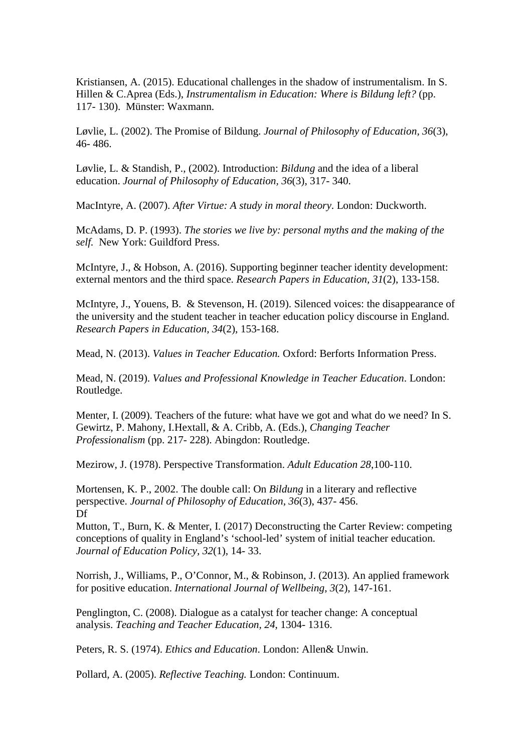Kristiansen, A. (2015). Educational challenges in the shadow of instrumentalism. In S. Hillen & C.Aprea (Eds.), *Instrumentalism in Education: Where is Bildung left?* (pp. 117- 130). Münster: Waxmann.

Løvlie, L. (2002). The Promise of Bildung. *Journal of Philosophy of Education, 36*(3), 46- 486.

Løvlie, L. & Standish, P., (2002). Introduction: *Bildung* and the idea of a liberal education. *Journal of Philosophy of Education, 36*(3), 317- 340.

MacIntyre, A. (2007). *After Virtue: A study in moral theory*. London: Duckworth.

McAdams, D. P. (1993). *The stories we live by: personal myths and the making of the self.* New York: Guildford Press.

McIntyre, J., & Hobson, A. (2016). Supporting beginner teacher identity development: external mentors and the third space. *Research Papers in Education, 31*(2), 133-158.

McIntyre, J., Youens, B. & Stevenson, H. (2019). Silenced voices: the disappearance of the university and the student teacher in teacher education policy discourse in England. *Research Papers in Education, 34*(2), 153-168.

Mead, N. (2013). *Values in Teacher Education.* Oxford: Berforts Information Press.

Mead, N. (2019). *Values and Professional Knowledge in Teacher Education*. London: Routledge.

Menter, I. (2009). Teachers of the future: what have we got and what do we need? In S. Gewirtz, P. Mahony, I.Hextall, & A. Cribb, A. (Eds.), *Changing Teacher Professionalism* (pp. 217- 228). Abingdon: Routledge.

Mezirow, J. (1978). Perspective Transformation. *Adult Education 28*,100-110.

Mortensen, K. P., 2002. The double call: On *Bildung* in a literary and reflective perspective. *Journal of Philosophy of Education, 36*(3), 437- 456.
Df
Mutton, T., Burn, K. & Menter, I. (2017) Deconstructing the Carter Review: competing conceptions of quality in England's 'school-led' system of initial teacher education. *Journal of Education Policy, 32*(1), 14- 33.

Norrish, J., Williams, P., O'Connor, M., & Robinson, J. (2013). An applied framework for positive education. *International Journal of Wellbeing, 3*(2), 147-161.

Penglington, C. (2008). Dialogue as a catalyst for teacher change: A conceptual analysis. *Teaching and Teacher Education, 24,* 1304- 1316.

Peters, R. S. (1974). *Ethics and Education*. London: Allen& Unwin.

Pollard, A. (2005). *Reflective Teaching.* London: Continuum.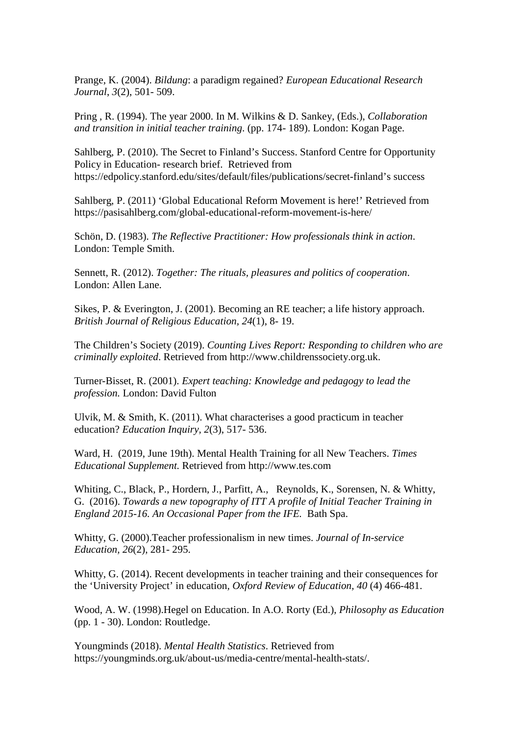Prange, K. (2004). *Bildung*: a paradigm regained? *European Educational Research Journal*, *3*(2), 501- 509.

Pring , R. (1994). The year 2000. In M. Wilkins & D. Sankey, (Eds.), *Collaboration and transition in initial teacher training*. (pp. 174- 189). London: Kogan Page.

Sahlberg, P. (2010). The Secret to Finland's Success. Stanford Centre for Opportunity Policy in Education- research brief. Retrieved from https://edpolicy.stanford.edu/sites/default/files/publications/secret-finland's success

Sahlberg, P. (2011) 'Global Educational Reform Movement is here!' Retrieved from https://pasisahlberg.com/global-educational-reform-movement-is-here/

Schön, D. (1983). *The Reflective Practitioner: How professionals think in action*. London: Temple Smith.

Sennett, R. (2012). *Together: The rituals, pleasures and politics of cooperation*. London: Allen Lane.

Sikes, P. & Everington, J. (2001). Becoming an RE teacher; a life history approach. *British Journal of Religious Education, 24*(1), 8- 19.

The Children's Society (2019). *Counting Lives Report: Responding to children who are criminally exploited*. Retrieved from http://www.childrenssociety.org.uk.

Turner-Bisset, R. (2001). *Expert teaching: Knowledge and pedagogy to lead the profession.* London: David Fulton

Ulvik, M. & Smith, K. (2011). What characterises a good practicum in teacher education? *Education Inquiry, 2*(3), 517- 536.

Ward, H. (2019, June 19th). Mental Health Training for all New Teachers. *Times Educational Supplement.* Retrieved from http://www.tes.com

Whiting, C., Black, P., Hordern, J., Parfitt, A., Reynolds, K., Sorensen, N. & Whitty, G. (2016). *Towards a new topography of ITT A profile of Initial Teacher Training in England 2015-16. An Occasional Paper from the IFE.* Bath Spa.

Whitty, G. (2000).Teacher professionalism in new times. *Journal of In-service Education, 26*(2), 281- 295.

Whitty, G. (2014). Recent developments in teacher training and their consequences for the 'University Project' in education, *Oxford Review of Education, 40* (4) 466-481.

Wood, A. W. (1998).Hegel on Education. In A.O. Rorty (Ed.), *Philosophy as Education* (pp. 1 - 30). London: Routledge.

Youngminds (2018). *Mental Health Statistics*. Retrieved from https://youngminds.org.uk/about-us/media-centre/mental-health-stats/.